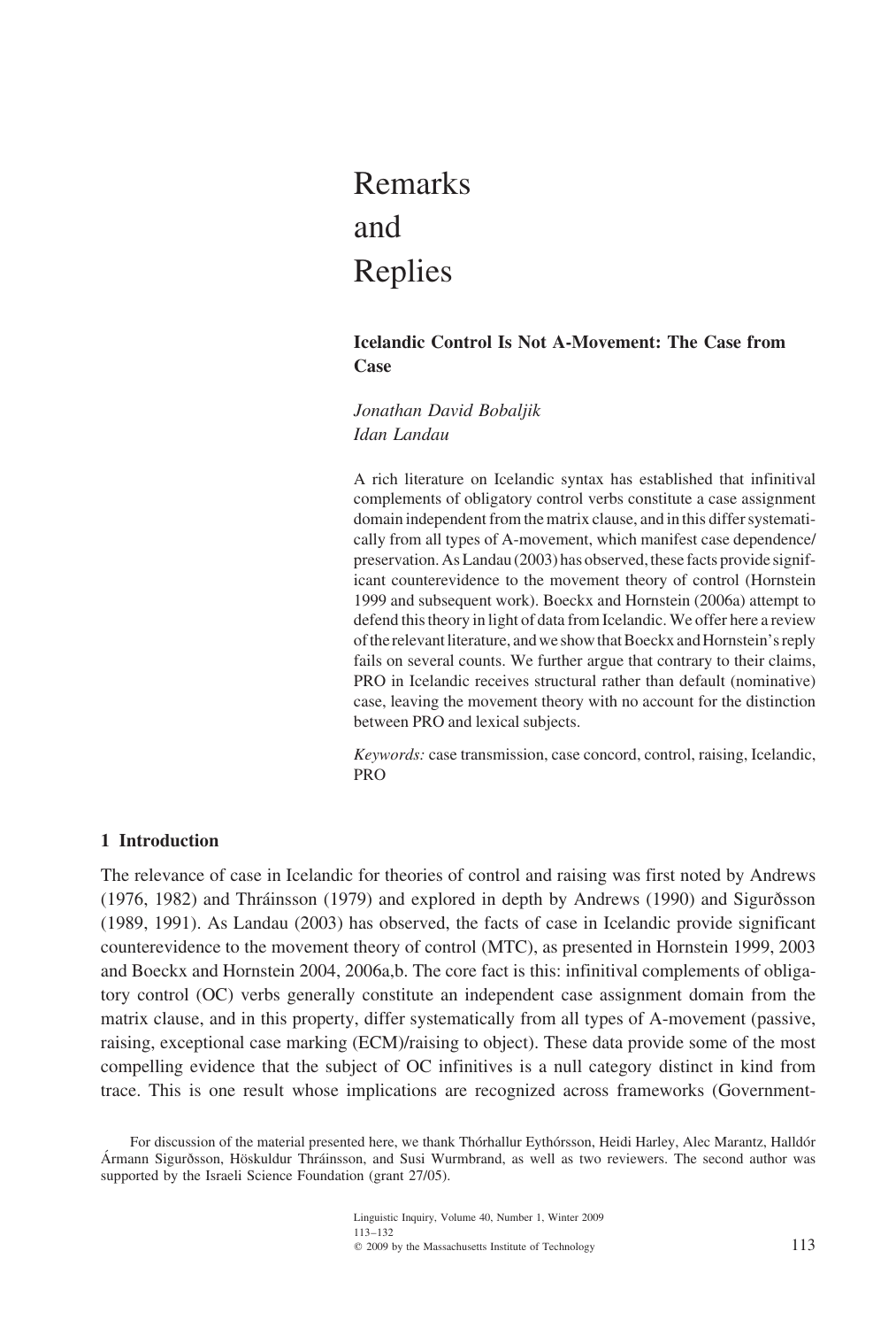# Remarks and Replies

## Icelandic Control Is Not A-Movement: The Case from Case

*Jonathan David Bobaljik*
*Idan Landau*

A rich literature on Icelandic syntax has established that infinitival complements of obligatory control verbs constitute a case assignment domain independent from the matrix clause, and in this differ systematically from all types of A-movement, which manifest case dependence/preservation. As Landau (2003) has observed, these facts provide significant counterevidence to the movement theory of control (Hornstein 1999 and subsequent work). Boeckx and Hornstein (2006a) attempt to defend this theory in light of data from Icelandic. We offer here a review of the relevant literature, and we show that Boeckx and Hornstein's reply fails on several counts. We further argue that contrary to their claims, PRO in Icelandic receives structural rather than default (nominative) case, leaving the movement theory with no account for the distinction between PRO and lexical subjects.

*Keywords:* case transmission, case concord, control, raising, Icelandic, PRO

### 1 Introduction

The relevance of case in Icelandic for theories of control and raising was first noted by Andrews (1976, 1982) and Thráinsson (1979) and explored in depth by Andrews (1990) and Sigurðsson (1989, 1991). As Landau (2003) has observed, the facts of case in Icelandic provide significant counterevidence to the movement theory of control (MTC), as presented in Hornstein 1999, 2003 and Boeckx and Hornstein 2004, 2006a,b. The core fact is this: infinitival complements of obligatory control (OC) verbs generally constitute an independent case assignment domain from the matrix clause, and in this property, differ systematically from all types of A-movement (passive, raising, exceptional case marking (ECM)/raising to object). These data provide some of the most compelling evidence that the subject of OC infinitives is a null category distinct in kind from trace. This is one result whose implications are recognized across frameworks (Government-

For discussion of the material presented here, we thank Thórhallur Eythórsson, Heidi Harley, Alec Marantz, Halldór Ármann Sigurðsson, Höskuldur Thráinsson, and Susi Wurmbrand, as well as two reviewers. The second author was supported by the Israeli Science Foundation (grant 27/05).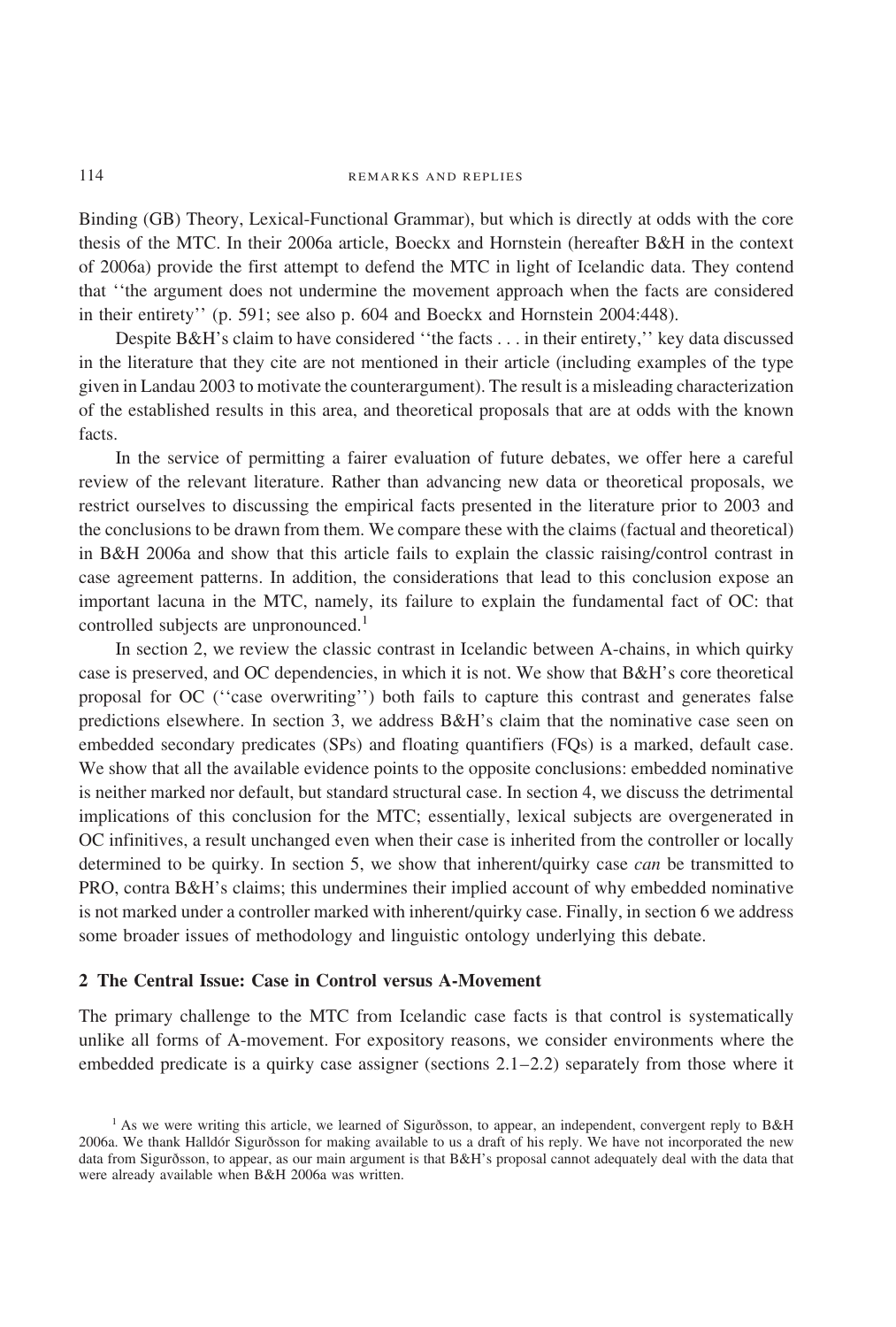Binding (GB) Theory, Lexical-Functional Grammar), but which is directly at odds with the core thesis of the MTC. In their 2006a article, Boeckx and Hornstein (hereafter B&H in the context of 2006a) provide the first attempt to defend the MTC in light of Icelandic data. They contend that ''the argument does not undermine the movement approach when the facts are considered in their entirety'' (p. 591; see also p. 604 and Boeckx and Hornstein 2004:448).

Despite B&H's claim to have considered ''the facts . . . in their entirety,'' key data discussed in the literature that they cite are not mentioned in their article (including examples of the type given in Landau 2003 to motivate the counterargument). The result is a misleading characterization of the established results in this area, and theoretical proposals that are at odds with the known facts.

In the service of permitting a fairer evaluation of future debates, we offer here a careful review of the relevant literature. Rather than advancing new data or theoretical proposals, we restrict ourselves to discussing the empirical facts presented in the literature prior to 2003 and the conclusions to be drawn from them. We compare these with the claims (factual and theoretical) in B&H 2006a and show that this article fails to explain the classic raising/control contrast in case agreement patterns. In addition, the considerations that lead to this conclusion expose an important lacuna in the MTC, namely, its failure to explain the fundamental fact of OC: that controlled subjects are unpronounced.[1]

In section 2, we review the classic contrast in Icelandic between A-chains, in which quirky case is preserved, and OC dependencies, in which it is not. We show that B&H's core theoretical proposal for OC (''case overwriting'') both fails to capture this contrast and generates false predictions elsewhere. In section 3, we address B&H's claim that the nominative case seen on embedded secondary predicates (SPs) and floating quantifiers (FQs) is a marked, default case. We show that all the available evidence points to the opposite conclusions: embedded nominative is neither marked nor default, but standard structural case. In section 4, we discuss the detrimental implications of this conclusion for the MTC; essentially, lexical subjects are overgenerated in OC infinitives, a result unchanged even when their case is inherited from the controller or locally determined to be quirky. In section 5, we show that inherent/quirky case *can* be transmitted to PRO, contra B&H's claims; this undermines their implied account of why embedded nominative is not marked under a controller marked with inherent/quirky case. Finally, in section 6 we address some broader issues of methodology and linguistic ontology underlying this debate.

## 2 The Central Issue: Case in Control versus A-Movement

The primary challenge to the MTC from Icelandic case facts is that control is systematically unlike all forms of A-movement. For expository reasons, we consider environments where the embedded predicate is a quirky case assigner (sections 2.1–2.2) separately from those where it

[1] As we were writing this article, we learned of Sigurðsson, to appear, an independent, convergent reply to B&H 2006a. We thank Halldór Sigurðsson for making available to us a draft of his reply. We have not incorporated the new data from Sigurðsson, to appear, as our main argument is that B&H's proposal cannot adequately deal with the data that were already available when B&H 2006a was written.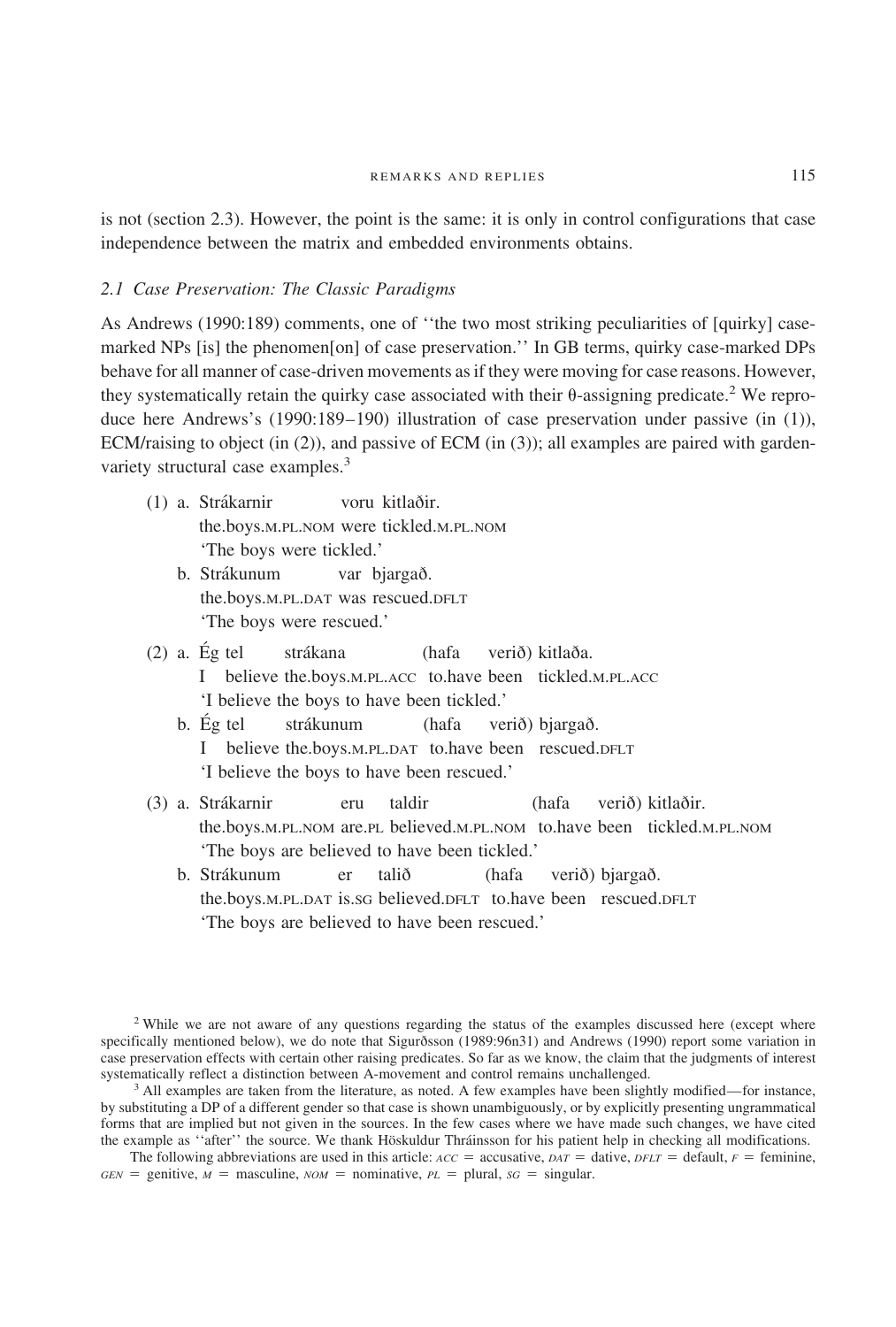is not (section 2.3). However, the point is the same: it is only in control configurations that case independence between the matrix and embedded environments obtains.

### *2.1 Case Preservation: The Classic Paradigms*

As Andrews (1990:189) comments, one of ''the two most striking peculiarities of [quirky] case-marked NPs [is] the phenomen[on] of case preservation.'' In GB terms, quirky case-marked DPs behave for all manner of case-driven movements as if they were moving for case reasons. However, they systematically retain the quirky case associated with their θ-assigning predicate.[2] We reproduce here Andrews's (1990:189–190) illustration of case preservation under passive (in (1)), ECM/raising to object (in (2)), and passive of ECM (in (3)); all examples are paired with garden-variety structural case examples.[3]

(1) a. Strákarnir voru kitlaðir.
the.boys.M.PL.NOM were tickled.M.PL.NOM
'The boys were tickled.'

b. Strákunum var bjargað.
the.boys.M.PL.DAT was rescued.DFLT
'The boys were rescued.'

(2) a. Ég tel strákana (hafa verið) kitlaða.
I believe the.boys.M.PL.ACC to.have been tickled.M.PL.ACC
'I believe the boys to have been tickled.'

b. Ég tel strákunum (hafa verið) bjargað.
I believe the.boys.M.PL.DAT to.have been rescued.DFLT
'I believe the boys to have been rescued.'

(3) a. Strákarnir eru taldir (hafa verið) kitlaðir.
the.boys.M.PL.NOM are.PL believed.M.PL.NOM to.have been tickled.M.PL.NOM
'The boys are believed to have been tickled.'

b. Strákunum er talið (hafa verið) bjargað.
the.boys.M.PL.DAT is.SG believed.DFLT to.have been rescued.DFLT
'The boys are believed to have been rescued.'

---

[2] While we are not aware of any questions regarding the status of the examples discussed here (except where specifically mentioned below), we do note that Sigurðsson (1989:96n31) and Andrews (1990) report some variation in case preservation effects with certain other raising predicates. So far as we know, the claim that the judgments of interest systematically reflect a distinction between A-movement and control remains unchallenged.

[3] All examples are taken from the literature, as noted. A few examples have been slightly modified—for instance, by substituting a DP of a different gender so that case is shown unambiguously, or by explicitly presenting ungrammatical forms that are implied but not given in the sources. In the few cases where we have made such changes, we have cited the example as ''after'' the source. We thank Höskuldur Thráinsson for his patient help in checking all modifications.

The following abbreviations are used in this article: ACC = accusative, DAT = dative, DFLT = default, F = feminine, GEN = genitive, M = masculine, NOM = nominative, PL = plural, SG = singular.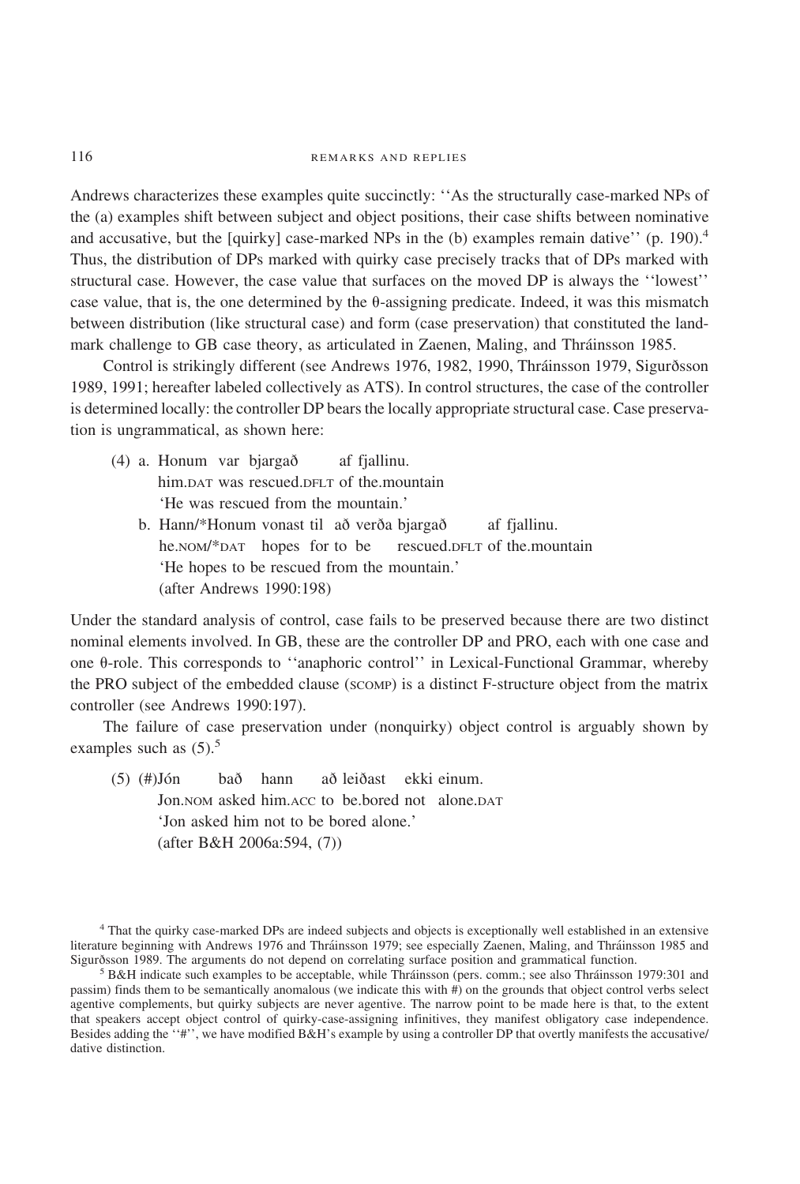Andrews characterizes these examples quite succinctly: ''As the structurally case-marked NPs of the (a) examples shift between subject and object positions, their case shifts between nominative and accusative, but the [quirky] case-marked NPs in the (b) examples remain dative'' (p. 190).[4] Thus, the distribution of DPs marked with quirky case precisely tracks that of DPs marked with structural case. However, the case value that surfaces on the moved DP is always the ''lowest'' case value, that is, the one determined by the θ-assigning predicate. Indeed, it was this mismatch between distribution (like structural case) and form (case preservation) that constituted the landmark challenge to GB case theory, as articulated in Zaenen, Maling, and Thráinsson 1985.

Control is strikingly different (see Andrews 1976, 1982, 1990, Thráinsson 1979, Sigurðsson 1989, 1991; hereafter labeled collectively as ATS). In control structures, the case of the controller is determined locally: the controller DP bears the locally appropriate structural case. Case preservation is ungrammatical, as shown here:

(4) a. Honum var bjargað af fjallinu.
him.DAT was rescued.DFLT of the.mountain
'He was rescued from the mountain.'

b. Hann/*Honum vonast til að verða bjargað af fjallinu.
he.NOM/*DAT hopes for to be rescued.DFLT of the.mountain
'He hopes to be rescued from the mountain.'
(after Andrews 1990:198)

Under the standard analysis of control, case fails to be preserved because there are two distinct nominal elements involved. In GB, these are the controller DP and PRO, each with one case and one θ-role. This corresponds to ''anaphoric control'' in Lexical-Functional Grammar, whereby the PRO subject of the embedded clause (SCOMP) is a distinct F-structure object from the matrix controller (see Andrews 1990:197).

The failure of case preservation under (nonquirky) object control is arguably shown by examples such as (5).[5]

(5) (#)Jón bað hann að leiðast ekki einum.
Jon.NOM asked him.ACC to be.bored not alone.DAT
'Jon asked him not to be bored alone.'
(after B&H 2006a:594, (7))

[4] That the quirky case-marked DPs are indeed subjects and objects is exceptionally well established in an extensive literature beginning with Andrews 1976 and Thráinsson 1979; see especially Zaenen, Maling, and Thráinsson 1985 and Sigurðsson 1989. The arguments do not depend on correlating surface position and grammatical function.

[5] B&H indicate such examples to be acceptable, while Thráinsson (pers. comm.; see also Thráinsson 1979:301 and passim) finds them to be semantically anomalous (we indicate this with #) on the grounds that object control verbs select agentive complements, but quirky subjects are never agentive. The narrow point to be made here is that, to the extent that speakers accept object control of quirky-case-assigning infinitives, they manifest obligatory case independence. Besides adding the ''#'', we have modified B&H's example by using a controller DP that overtly manifests the accusative/dative distinction.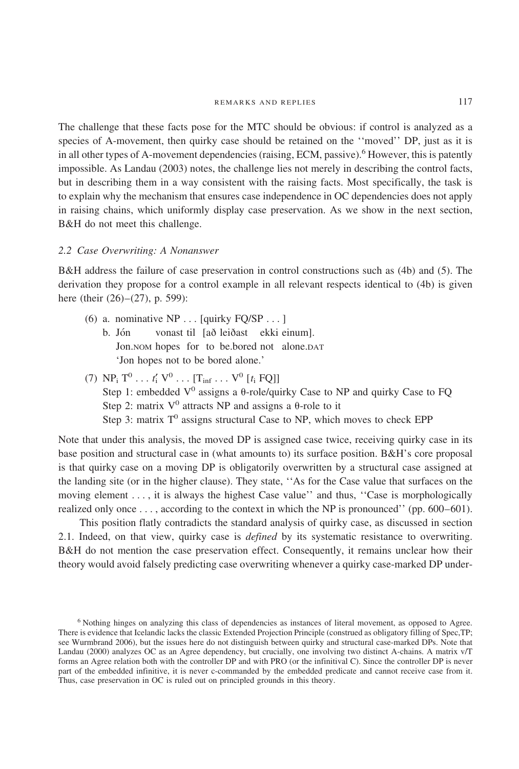The challenge that these facts pose for the MTC should be obvious: if control is analyzed as a species of A-movement, then quirky case should be retained on the ''moved'' DP, just as it is in all other types of A-movement dependencies (raising, ECM, passive).[6] However, this is patently impossible. As Landau (2003) notes, the challenge lies not merely in describing the control facts, but in describing them in a way consistent with the raising facts. Most specifically, the task is to explain why the mechanism that ensures case independence in OC dependencies does not apply in raising chains, which uniformly display case preservation. As we show in the next section, B&H do not meet this challenge.

### *2.2 Case Overwriting: A Nonanswer*

B&H address the failure of case preservation in control constructions such as (4b) and (5). The derivation they propose for a control example in all relevant respects identical to (4b) is given here (their (26)–(27), p. 599):

(6) a. nominative NP . . . [quirky FQ/SP . . . ]
 b. Jón vonast til [að leiðast ekki einum].
 Jon.NOM hopes for to be.bored not alone.DAT
 'Jon hopes not to be bored alone.'

(7) $NP_i\ T^0 \ldots t_i'\ V^0 \ldots [T_{inf} \ldots V^0\ [t_i\ FQ]]$
 Step 1: embedded $V^0$ assigns a θ-role/quirky Case to NP and quirky Case to FQ
 Step 2: matrix $V^0$ attracts NP and assigns a θ-role to it
 Step 3: matrix $T^0$ assigns structural Case to NP, which moves to check EPP

Note that under this analysis, the moved DP is assigned case twice, receiving quirky case in its base position and structural case in (what amounts to) its surface position. B&H's core proposal is that quirky case on a moving DP is obligatorily overwritten by a structural case assigned at the landing site (or in the higher clause). They state, ''As for the Case value that surfaces on the moving element . . . , it is always the highest Case value'' and thus, ''Case is morphologically realized only once . . . , according to the context in which the NP is pronounced'' (pp. 600–601).

This position flatly contradicts the standard analysis of quirky case, as discussed in section 2.1. Indeed, on that view, quirky case is *defined* by its systematic resistance to overwriting. B&H do not mention the case preservation effect. Consequently, it remains unclear how their theory would avoid falsely predicting case overwriting whenever a quirky case-marked DP under-

[6] Nothing hinges on analyzing this class of dependencies as instances of literal movement, as opposed to Agree. There is evidence that Icelandic lacks the classic Extended Projection Principle (construed as obligatory filling of Spec,TP; see Wurmbrand 2006), but the issues here do not distinguish between quirky and structural case-marked DPs. Note that Landau (2000) analyzes OC as an Agree dependency, but crucially, one involving two distinct A-chains. A matrix v/T forms an Agree relation both with the controller DP and with PRO (or the infinitival C). Since the controller DP is never part of the embedded infinitive, it is never c-commanded by the embedded predicate and cannot receive case from it. Thus, case preservation in OC is ruled out on principled grounds in this theory.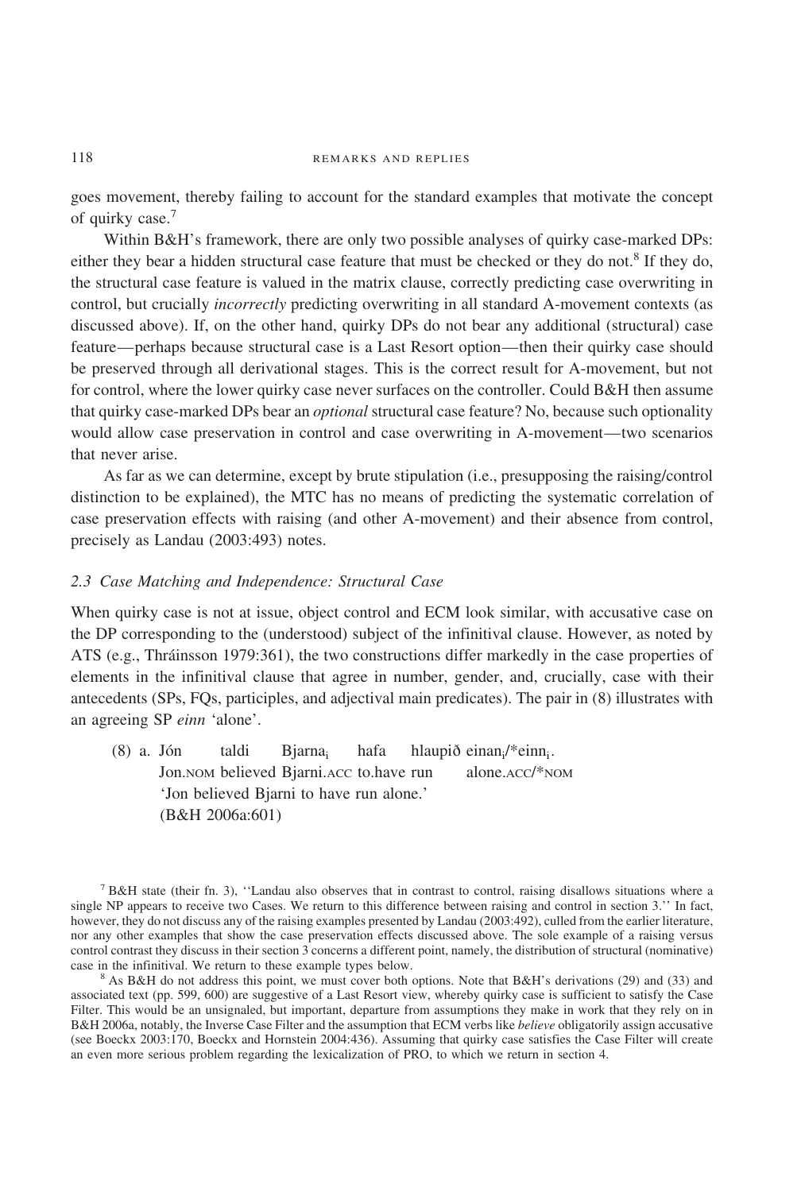goes movement, thereby failing to account for the standard examples that motivate the concept of quirky case.[7]

Within B&H's framework, there are only two possible analyses of quirky case-marked DPs: either they bear a hidden structural case feature that must be checked or they do not.[8] If they do, the structural case feature is valued in the matrix clause, correctly predicting case overwriting in control, but crucially *incorrectly* predicting overwriting in all standard A-movement contexts (as discussed above). If, on the other hand, quirky DPs do not bear any additional (structural) case feature—perhaps because structural case is a Last Resort option—then their quirky case should be preserved through all derivational stages. This is the correct result for A-movement, but not for control, where the lower quirky case never surfaces on the controller. Could B&H then assume that quirky case-marked DPs bear an *optional* structural case feature? No, because such optionality would allow case preservation in control and case overwriting in A-movement—two scenarios that never arise.

As far as we can determine, except by brute stipulation (i.e., presupposing the raising/control distinction to be explained), the MTC has no means of predicting the systematic correlation of case preservation effects with raising (and other A-movement) and their absence from control, precisely as Landau (2003:493) notes.

### 2.3 Case Matching and Independence: Structural Case

When quirky case is not at issue, object control and ECM look similar, with accusative case on the DP corresponding to the (understood) subject of the infinitival clause. However, as noted by ATS (e.g., Thráinsson 1979:361), the two constructions differ markedly in the case properties of elements in the infinitival clause that agree in number, gender, and, crucially, case with their antecedents (SPs, FQs, participles, and adjectival main predicates). The pair in (8) illustrates with an agreeing SP *einn* 'alone'.

(8) a. Jón taldi Bjarna$_i$ hafa hlaupið einan$_i$/*einn$_i$.
 Jon.NOM believed Bjarni.ACC to.have run alone.ACC/*NOM
 'Jon believed Bjarni to have run alone.'
 (B&H 2006a:601)

---

[7] B&H state (their fn. 3), "Landau also observes that in contrast to control, raising disallows situations where a single NP appears to receive two Cases. We return to this difference between raising and control in section 3." In fact, however, they do not discuss any of the raising examples presented by Landau (2003:492), culled from the earlier literature, nor any other examples that show the case preservation effects discussed above. The sole example of a raising versus control contrast they discuss in their section 3 concerns a different point, namely, the distribution of structural (nominative) case in the infinitival. We return to these example types below.

[8] As B&H do not address this point, we must cover both options. Note that B&H's derivations (29) and (33) and associated text (pp. 599, 600) are suggestive of a Last Resort view, whereby quirky case is sufficient to satisfy the Case Filter. This would be an unsignaled, but important, departure from assumptions they make in work that they rely on in B&H 2006a, notably, the Inverse Case Filter and the assumption that ECM verbs like *believe* obligatorily assign accusative (see Boeckx 2003:170, Boeckx and Hornstein 2004:436). Assuming that quirky case satisfies the Case Filter will create an even more serious problem regarding the lexicalization of PRO, to which we return in section 4.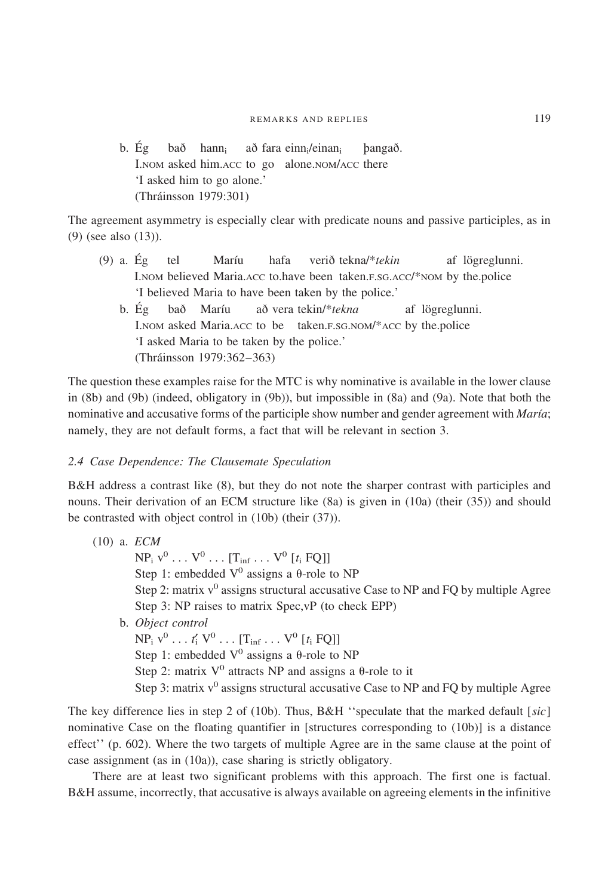b. Ég bað hann$_i$ að fara einn$_i$/einan$_i$ þangað.
I.NOM asked him.ACC to go alone.NOM/ACC there
'I asked him to go alone.'
(Thráinsson 1979:301)

The agreement asymmetry is especially clear with predicate nouns and passive participles, as in (9) (see also (13)).

(9) a. Ég tel Maríu hafa verið tekna/**tekin* af lögreglunni.
I.NOM believed Maria.ACC to.have been taken.F.SG.ACC/*NOM by the.police
'I believed Maria to have been taken by the police.'

b. Ég bað Maríu að vera tekin/**tekna* af lögreglunni.
I.NOM asked Maria.ACC to be taken.F.SG.NOM/*ACC by the.police
'I asked Maria to be taken by the police.'
(Thráinsson 1979:362–363)

The question these examples raise for the MTC is why nominative is available in the lower clause in (8b) and (9b) (indeed, obligatory in (9b)), but impossible in (8a) and (9a). Note that both the nominative and accusative forms of the participle show number and gender agreement with *María*; namely, they are not default forms, a fact that will be relevant in section 3.

### *2.4 Case Dependence: The Clausemate Speculation*

B&H address a contrast like (8), but they do not note the sharper contrast with participles and nouns. Their derivation of an ECM structure like (8a) is given in (10a) (their (35)) and should be contrasted with object control in (10b) (their (37)).

(10) a. *ECM*
$NP_i\ v^0 \ldots V^0 \ldots [T_{inf} \ldots V^0\ [t_i\ FQ]]$
Step 1: embedded $V^0$ assigns a θ-role to NP
Step 2: matrix $v^0$ assigns structural accusative Case to NP and FQ by multiple Agree
Step 3: NP raises to matrix Spec,vP (to check EPP)

b. *Object control*
$NP_i\ v^0 \ldots t'_i\ V^0 \ldots [T_{inf} \ldots V^0\ [t_i\ FQ]]$
Step 1: embedded $V^0$ assigns a θ-role to NP
Step 2: matrix $V^0$ attracts NP and assigns a θ-role to it
Step 3: matrix $v^0$ assigns structural accusative Case to NP and FQ by multiple Agree

The key difference lies in step 2 of (10b). Thus, B&H ''speculate that the marked default [*sic*] nominative Case on the floating quantifier in [structures corresponding to (10b)] is a distance effect'' (p. 602). Where the two targets of multiple Agree are in the same clause at the point of case assignment (as in (10a)), case sharing is strictly obligatory.

There are at least two significant problems with this approach. The first one is factual. B&H assume, incorrectly, that accusative is always available on agreeing elements in the infinitive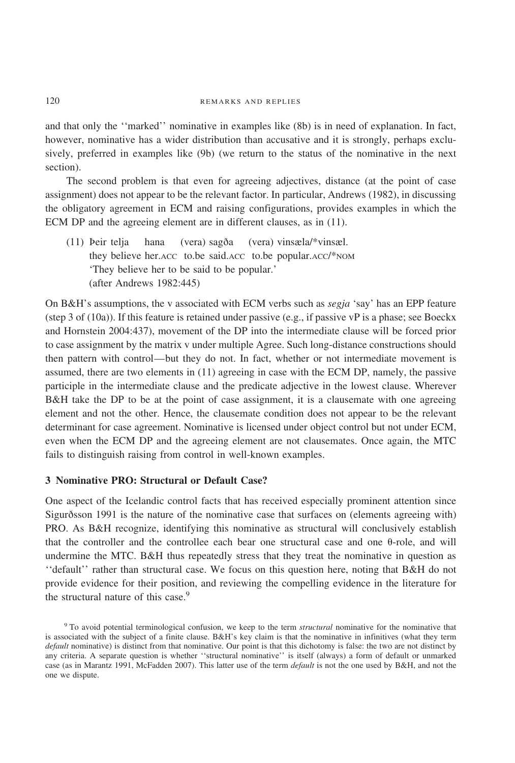and that only the ''marked'' nominative in examples like (8b) is in need of explanation. In fact, however, nominative has a wider distribution than accusative and it is strongly, perhaps exclusively, preferred in examples like (9b) (we return to the status of the nominative in the next section).

The second problem is that even for agreeing adjectives, distance (at the point of case assignment) does not appear to be the relevant factor. In particular, Andrews (1982), in discussing the obligatory agreement in ECM and raising configurations, provides examples in which the ECM DP and the agreeing element are in different clauses, as in (11).

(11) Þeir telja hana (vera) sagða (vera) vinsæla/*vinsæl.
they believe her.ACC to.be said.ACC to.be popular.ACC/*NOM
'They believe her to be said to be popular.'
(after Andrews 1982:445)

On B&H's assumptions, the v associated with ECM verbs such as *segja* 'say' has an EPP feature (step 3 of (10a)). If this feature is retained under passive (e.g., if passive vP is a phase; see Boeckx and Hornstein 2004:437), movement of the DP into the intermediate clause will be forced prior to case assignment by the matrix v under multiple Agree. Such long-distance constructions should then pattern with control—but they do not. In fact, whether or not intermediate movement is assumed, there are two elements in (11) agreeing in case with the ECM DP, namely, the passive participle in the intermediate clause and the predicate adjective in the lowest clause. Wherever B&H take the DP to be at the point of case assignment, it is a clausemate with one agreeing element and not the other. Hence, the clausemate condition does not appear to be the relevant determinant for case agreement. Nominative is licensed under object control but not under ECM, even when the ECM DP and the agreeing element are not clausemates. Once again, the MTC fails to distinguish raising from control in well-known examples.

## 3 Nominative PRO: Structural or Default Case?

One aspect of the Icelandic control facts that has received especially prominent attention since Sigurðsson 1991 is the nature of the nominative case that surfaces on (elements agreeing with) PRO. As B&H recognize, identifying this nominative as structural will conclusively establish that the controller and the controllee each bear one structural case and one θ-role, and will undermine the MTC. B&H thus repeatedly stress that they treat the nominative in question as ''default'' rather than structural case. We focus on this question here, noting that B&H do not provide evidence for their position, and reviewing the compelling evidence in the literature for the structural nature of this case.[9]

[9] To avoid potential terminological confusion, we keep to the term *structural* nominative for the nominative that is associated with the subject of a finite clause. B&H's key claim is that the nominative in infinitives (what they term *default* nominative) is distinct from that nominative. Our point is that this dichotomy is false: the two are not distinct by any criteria. A separate question is whether ''structural nominative'' is itself (always) a form of default or unmarked case (as in Marantz 1991, McFadden 2007). This latter use of the term *default* is not the one used by B&H, and not the one we dispute.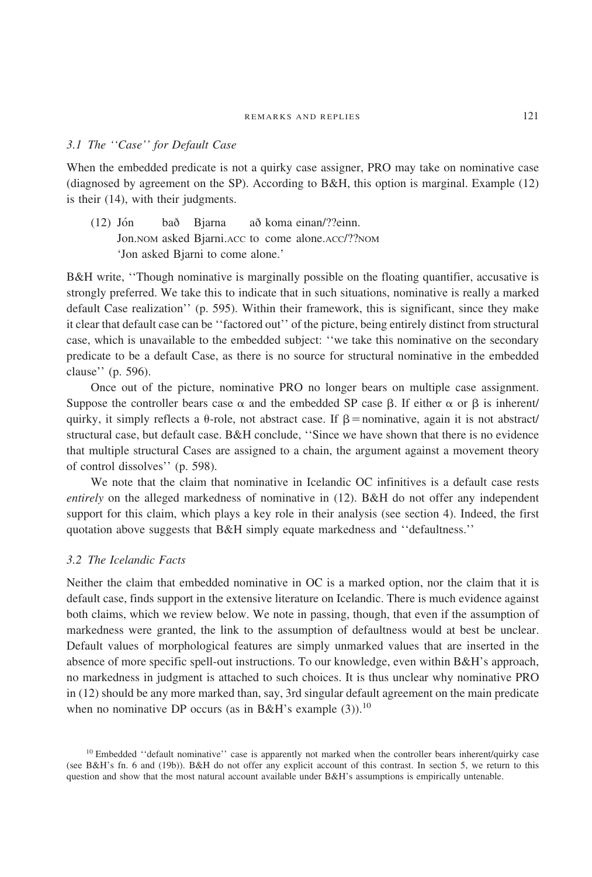### 3.1 The ''Case'' for Default Case

When the embedded predicate is not a quirky case assigner, PRO may take on nominative case (diagnosed by agreement on the SP). According to B&H, this option is marginal. Example (12) is their (14), with their judgments.

(12) Jón bað Bjarna að koma einan/??einn.
 Jon.NOM asked Bjarni.ACC to come alone.ACC/??NOM
 'Jon asked Bjarni to come alone.'

B&H write, ''Though nominative is marginally possible on the floating quantifier, accusative is strongly preferred. We take this to indicate that in such situations, nominative is really a marked default Case realization'' (p. 595). Within their framework, this is significant, since they make it clear that default case can be ''factored out'' of the picture, being entirely distinct from structural case, which is unavailable to the embedded subject: ''we take this nominative on the secondary predicate to be a default Case, as there is no source for structural nominative in the embedded clause'' (p. 596).

Once out of the picture, nominative PRO no longer bears on multiple case assignment. Suppose the controller bears case $\alpha$ and the embedded SP case $\beta$. If either $\alpha$ or $\beta$ is inherent/quirky, it simply reflects a $\theta$-role, not abstract case. If $\beta$ = nominative, again it is not abstract/structural case, but default case. B&H conclude, ''Since we have shown that there is no evidence that multiple structural Cases are assigned to a chain, the argument against a movement theory of control dissolves'' (p. 598).

We note that the claim that nominative in Icelandic OC infinitives is a default case rests *entirely* on the alleged markedness of nominative in (12). B&H do not offer any independent support for this claim, which plays a key role in their analysis (see section 4). Indeed, the first quotation above suggests that B&H simply equate markedness and ''defaultness.''

### 3.2 The Icelandic Facts

Neither the claim that embedded nominative in OC is a marked option, nor the claim that it is default case, finds support in the extensive literature on Icelandic. There is much evidence against both claims, which we review below. We note in passing, though, that even if the assumption of markedness were granted, the link to the assumption of defaultness would at best be unclear. Default values of morphological features are simply unmarked values that are inserted in the absence of more specific spell-out instructions. To our knowledge, even within B&H's approach, no markedness in judgment is attached to such choices. It is thus unclear why nominative PRO in (12) should be any more marked than, say, 3rd singular default agreement on the main predicate when no nominative DP occurs (as in B&H's example (3)).[10]

[10] Embedded ''default nominative'' case is apparently not marked when the controller bears inherent/quirky case (see B&H's fn. 6 and (19b)). B&H do not offer any explicit account of this contrast. In section 5, we return to this question and show that the most natural account available under B&H's assumptions is empirically untenable.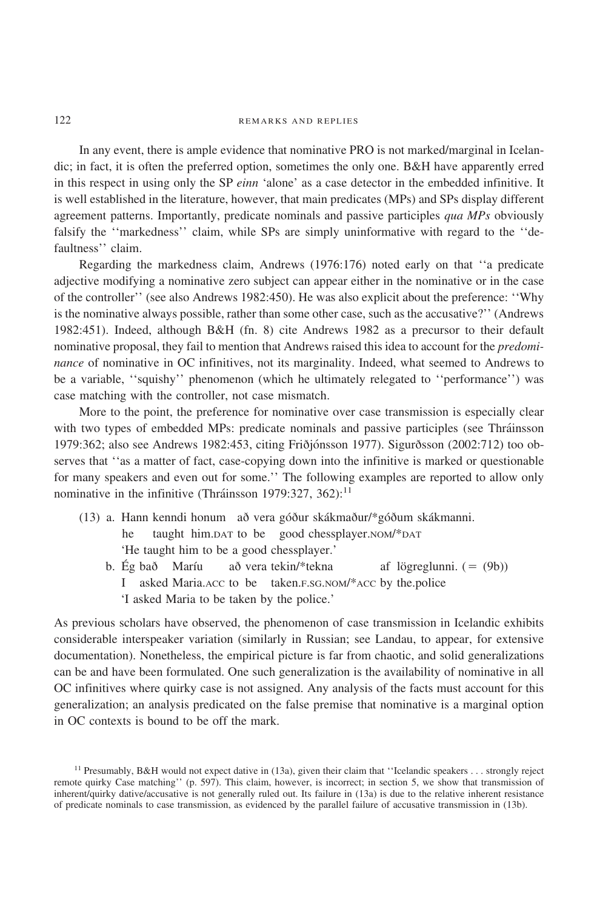In any event, there is ample evidence that nominative PRO is not marked/marginal in Icelandic; in fact, it is often the preferred option, sometimes the only one. B&H have apparently erred in this respect in using only the SP *einn* 'alone' as a case detector in the embedded infinitive. It is well established in the literature, however, that main predicates (MPs) and SPs display different agreement patterns. Importantly, predicate nominals and passive participles *qua MPs* obviously falsify the ''markedness'' claim, while SPs are simply uninformative with regard to the ''defaultness'' claim.

Regarding the markedness claim, Andrews (1976:176) noted early on that ''a predicate adjective modifying a nominative zero subject can appear either in the nominative or in the case of the controller'' (see also Andrews 1982:450). He was also explicit about the preference: ''Why is the nominative always possible, rather than some other case, such as the accusative?'' (Andrews 1982:451). Indeed, although B&H (fn. 8) cite Andrews 1982 as a precursor to their default nominative proposal, they fail to mention that Andrews raised this idea to account for the *predominance* of nominative in OC infinitives, not its marginality. Indeed, what seemed to Andrews to be a variable, ''squishy'' phenomenon (which he ultimately relegated to ''performance'') was case matching with the controller, not case mismatch.

More to the point, the preference for nominative over case transmission is especially clear with two types of embedded MPs: predicate nominals and passive participles (see Thráinsson 1979:362; also see Andrews 1982:453, citing Friðjónsson 1977). Sigurðsson (2002:712) too observes that ''as a matter of fact, case-copying down into the infinitive is marked or questionable for many speakers and even out for some.'' The following examples are reported to allow only nominative in the infinitive (Thráinsson 1979:327, 362):[11]

(13) a. Hann kenndi honum að vera góður skákmaður/*góðum skákmanni.
    he taught him.DAT to be good chessplayer.NOM/*DAT
    'He taught him to be a good chessplayer.'

  b. Ég bað Maríu að vera tekin/*tekna af lögreglunni. (= (9b))
    I asked Maria.ACC to be taken.F.SG.NOM/*ACC by the.police
    'I asked Maria to be taken by the police.'

As previous scholars have observed, the phenomenon of case transmission in Icelandic exhibits considerable interspeaker variation (similarly in Russian; see Landau, to appear, for extensive documentation). Nonetheless, the empirical picture is far from chaotic, and solid generalizations can be and have been formulated. One such generalization is the availability of nominative in all OC infinitives where quirky case is not assigned. Any analysis of the facts must account for this generalization; an analysis predicated on the false premise that nominative is a marginal option in OC contexts is bound to be off the mark.

[11] Presumably, B&H would not expect dative in (13a), given their claim that ''Icelandic speakers . . . strongly reject remote quirky Case matching'' (p. 597). This claim, however, is incorrect; in section 5, we show that transmission of inherent/quirky dative/accusative is not generally ruled out. Its failure in (13a) is due to the relative inherent resistance of predicate nominals to case transmission, as evidenced by the parallel failure of accusative transmission in (13b).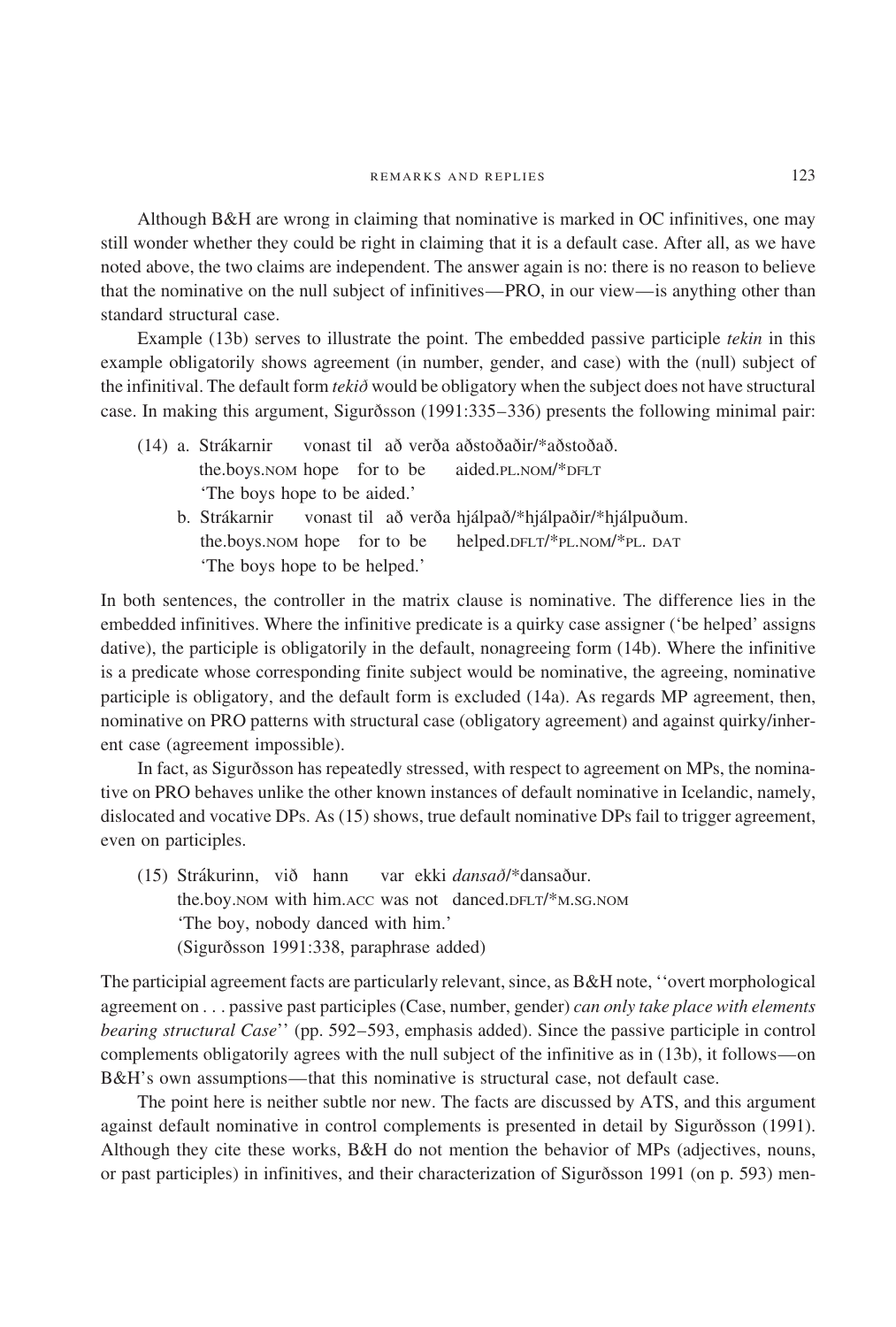Although B&H are wrong in claiming that nominative is marked in OC infinitives, one may still wonder whether they could be right in claiming that it is a default case. After all, as we have noted above, the two claims are independent. The answer again is no: there is no reason to believe that the nominative on the null subject of infinitives—PRO, in our view—is anything other than standard structural case.

Example (13b) serves to illustrate the point. The embedded passive participle *tekin* in this example obligatorily shows agreement (in number, gender, and case) with the (null) subject of the infinitival. The default form *tekið* would be obligatory when the subject does not have structural case. In making this argument, Sigurðsson (1991:335–336) presents the following minimal pair:

(14) a. Strákarnir vonast til að verða aðstoðaðir/*aðstoðað.
the.boys.NOM hope for to be aided.PL.NOM/*DFLT
'The boys hope to be aided.'

b. Strákarnir vonast til að verða hjálpað/*hjálpaðir/*hjálpuðum.
the.boys.NOM hope for to be helped.DFLT/*PL.NOM/*PL. DAT
'The boys hope to be helped.'

In both sentences, the controller in the matrix clause is nominative. The difference lies in the embedded infinitives. Where the infinitive predicate is a quirky case assigner ('be helped' assigns dative), the participle is obligatorily in the default, nonagreeing form (14b). Where the infinitive is a predicate whose corresponding finite subject would be nominative, the agreeing, nominative participle is obligatory, and the default form is excluded (14a). As regards MP agreement, then, nominative on PRO patterns with structural case (obligatory agreement) and against quirky/inherent case (agreement impossible).

In fact, as Sigurðsson has repeatedly stressed, with respect to agreement on MPs, the nominative on PRO behaves unlike the other known instances of default nominative in Icelandic, namely, dislocated and vocative DPs. As (15) shows, true default nominative DPs fail to trigger agreement, even on participles.

(15) Strákurinn, við hann var ekki *dansað*/*dansaður.
the.boy.NOM with him.ACC was not danced.DFLT/*M.SG.NOM
'The boy, nobody danced with him.'
(Sigurðsson 1991:338, paraphrase added)

The participial agreement facts are particularly relevant, since, as B&H note, ''overt morphological agreement on . . . passive past participles (Case, number, gender) *can only take place with elements bearing structural Case*'' (pp. 592–593, emphasis added). Since the passive participle in control complements obligatorily agrees with the null subject of the infinitive as in (13b), it follows—on B&H's own assumptions—that this nominative is structural case, not default case.

The point here is neither subtle nor new. The facts are discussed by ATS, and this argument against default nominative in control complements is presented in detail by Sigurðsson (1991). Although they cite these works, B&H do not mention the behavior of MPs (adjectives, nouns, or past participles) in infinitives, and their characterization of Sigurðsson 1991 (on p. 593) men-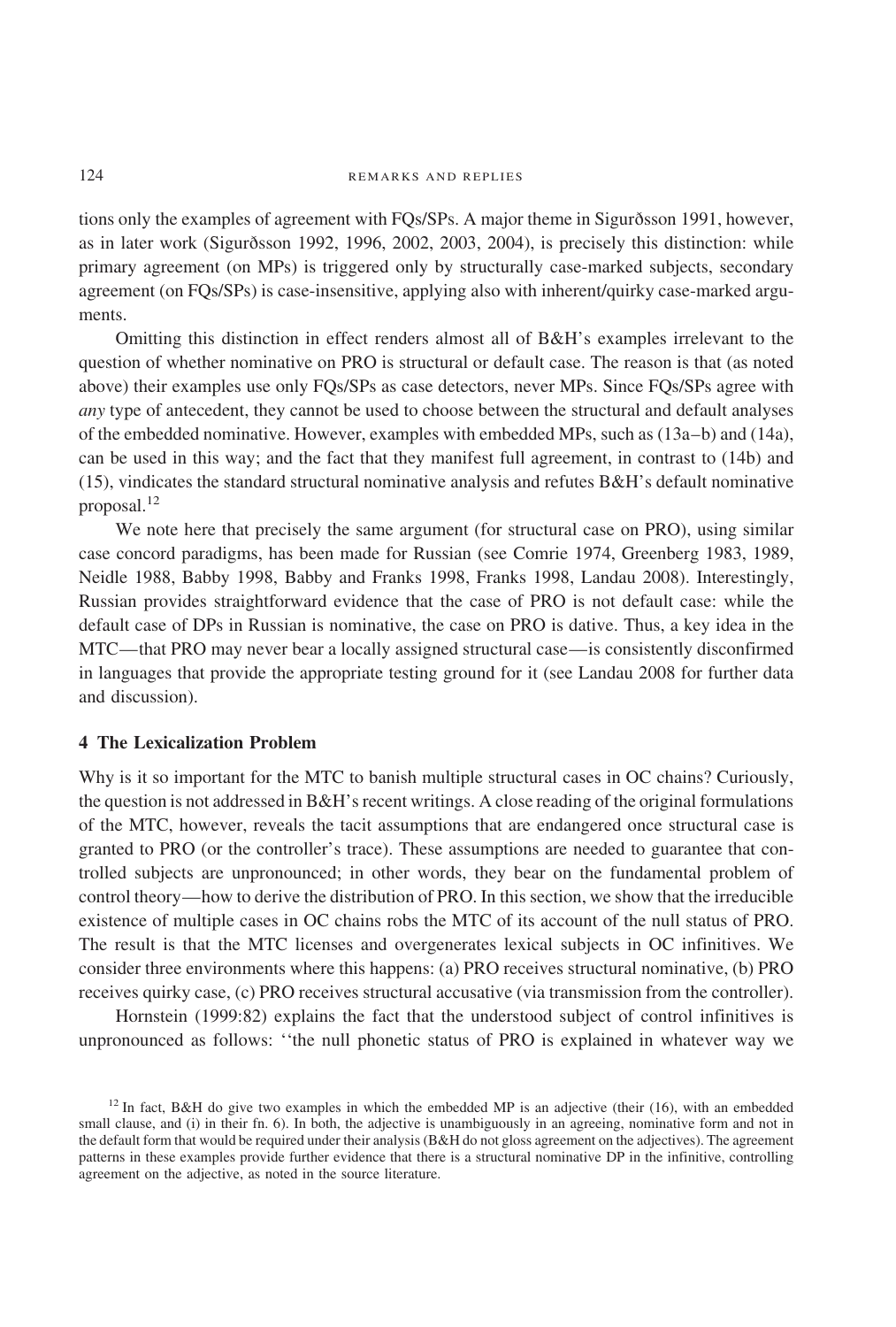tions only the examples of agreement with FQs/SPs. A major theme in Sigurðsson 1991, however, as in later work (Sigurðsson 1992, 1996, 2002, 2003, 2004), is precisely this distinction: while primary agreement (on MPs) is triggered only by structurally case-marked subjects, secondary agreement (on FQs/SPs) is case-insensitive, applying also with inherent/quirky case-marked arguments.

Omitting this distinction in effect renders almost all of B&H's examples irrelevant to the question of whether nominative on PRO is structural or default case. The reason is that (as noted above) their examples use only FQs/SPs as case detectors, never MPs. Since FQs/SPs agree with *any* type of antecedent, they cannot be used to choose between the structural and default analyses of the embedded nominative. However, examples with embedded MPs, such as (13a–b) and (14a), can be used in this way; and the fact that they manifest full agreement, in contrast to (14b) and (15), vindicates the standard structural nominative analysis and refutes B&H's default nominative proposal.[12]

We note here that precisely the same argument (for structural case on PRO), using similar case concord paradigms, has been made for Russian (see Comrie 1974, Greenberg 1983, 1989, Neidle 1988, Babby 1998, Babby and Franks 1998, Franks 1998, Landau 2008). Interestingly, Russian provides straightforward evidence that the case of PRO is not default case: while the default case of DPs in Russian is nominative, the case on PRO is dative. Thus, a key idea in the MTC—that PRO may never bear a locally assigned structural case—is consistently disconfirmed in languages that provide the appropriate testing ground for it (see Landau 2008 for further data and discussion).

## 4 The Lexicalization Problem

Why is it so important for the MTC to banish multiple structural cases in OC chains? Curiously, the question is not addressed in B&H's recent writings. A close reading of the original formulations of the MTC, however, reveals the tacit assumptions that are endangered once structural case is granted to PRO (or the controller's trace). These assumptions are needed to guarantee that controlled subjects are unpronounced; in other words, they bear on the fundamental problem of control theory—how to derive the distribution of PRO. In this section, we show that the irreducible existence of multiple cases in OC chains robs the MTC of its account of the null status of PRO. The result is that the MTC licenses and overgenerates lexical subjects in OC infinitives. We consider three environments where this happens: (a) PRO receives structural nominative, (b) PRO receives quirky case, (c) PRO receives structural accusative (via transmission from the controller).

Hornstein (1999:82) explains the fact that the understood subject of control infinitives is unpronounced as follows: ''the null phonetic status of PRO is explained in whatever way we

[12] In fact, B&H do give two examples in which the embedded MP is an adjective (their (16), with an embedded small clause, and (i) in their fn. 6). In both, the adjective is unambiguously in an agreeing, nominative form and not in the default form that would be required under their analysis (B&H do not gloss agreement on the adjectives). The agreement patterns in these examples provide further evidence that there is a structural nominative DP in the infinitive, controlling agreement on the adjective, as noted in the source literature.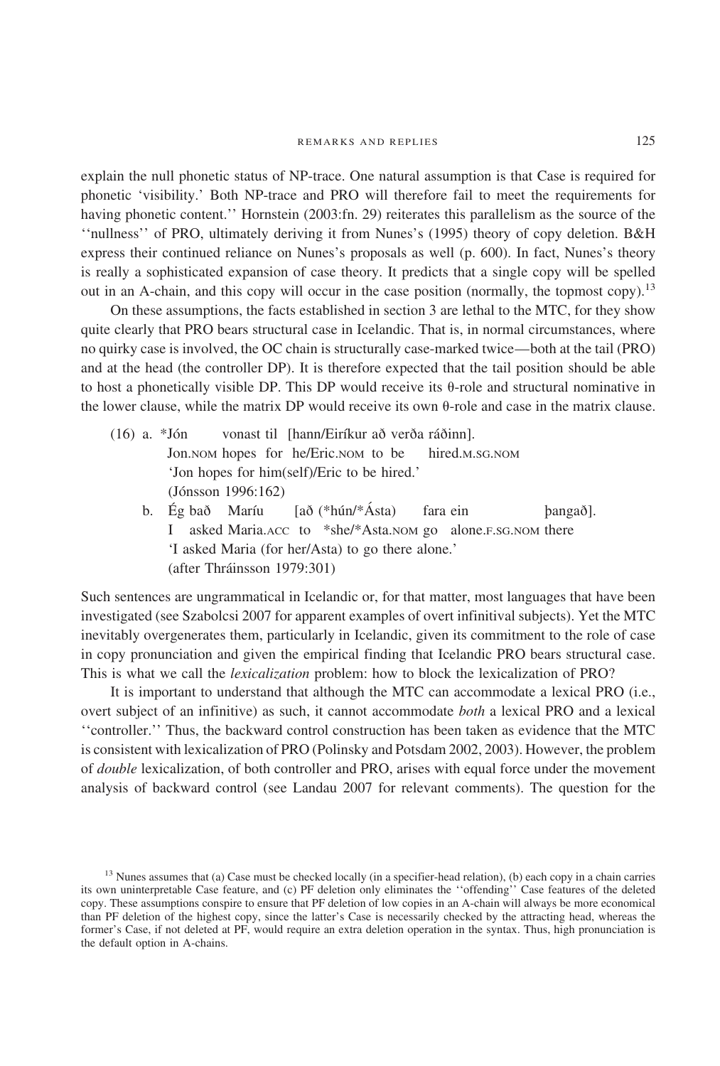explain the null phonetic status of NP-trace. One natural assumption is that Case is required for phonetic 'visibility.' Both NP-trace and PRO will therefore fail to meet the requirements for having phonetic content.'' Hornstein (2003:fn. 29) reiterates this parallelism as the source of the ''nullness'' of PRO, ultimately deriving it from Nunes's (1995) theory of copy deletion. B&H express their continued reliance on Nunes's proposals as well (p. 600). In fact, Nunes's theory is really a sophisticated expansion of case theory. It predicts that a single copy will be spelled out in an A-chain, and this copy will occur in the case position (normally, the topmost copy).[13]

On these assumptions, the facts established in section 3 are lethal to the MTC, for they show quite clearly that PRO bears structural case in Icelandic. That is, in normal circumstances, where no quirky case is involved, the OC chain is structurally case-marked twice—both at the tail (PRO) and at the head (the controller DP). It is therefore expected that the tail position should be able to host a phonetically visible DP. This DP would receive its θ-role and structural nominative in the lower clause, while the matrix DP would receive its own θ-role and case in the matrix clause.

(16) a. *Jón vonast til [hann/Eiríkur að verða ráðinn].
Jon.NOM hopes for he/Eric.NOM to be hired.M.SG.NOM
'Jon hopes for him(self)/Eric to be hired.'
(Jónsson 1996:162)

b. Ég bað Maríu [að (*hún/*Ásta) fara ein þangað].
I asked Maria.ACC to *she/*Asta.NOM go alone.F.SG.NOM there
'I asked Maria (for her/Asta) to go there alone.'
(after Thráinsson 1979:301)

Such sentences are ungrammatical in Icelandic or, for that matter, most languages that have been investigated (see Szabolcsi 2007 for apparent examples of overt infinitival subjects). Yet the MTC inevitably overgenerates them, particularly in Icelandic, given its commitment to the role of case in copy pronunciation and given the empirical finding that Icelandic PRO bears structural case. This is what we call the *lexicalization* problem: how to block the lexicalization of PRO?

It is important to understand that although the MTC can accommodate a lexical PRO (i.e., overt subject of an infinitive) as such, it cannot accommodate *both* a lexical PRO and a lexical ''controller.'' Thus, the backward control construction has been taken as evidence that the MTC is consistent with lexicalization of PRO (Polinsky and Potsdam 2002, 2003). However, the problem of *double* lexicalization, of both controller and PRO, arises with equal force under the movement analysis of backward control (see Landau 2007 for relevant comments). The question for the

[13] Nunes assumes that (a) Case must be checked locally (in a specifier-head relation), (b) each copy in a chain carries its own uninterpretable Case feature, and (c) PF deletion only eliminates the ''offending'' Case features of the deleted copy. These assumptions conspire to ensure that PF deletion of low copies in an A-chain will always be more economical than PF deletion of the highest copy, since the latter's Case is necessarily checked by the attracting head, whereas the former's Case, if not deleted at PF, would require an extra deletion operation in the syntax. Thus, high pronunciation is the default option in A-chains.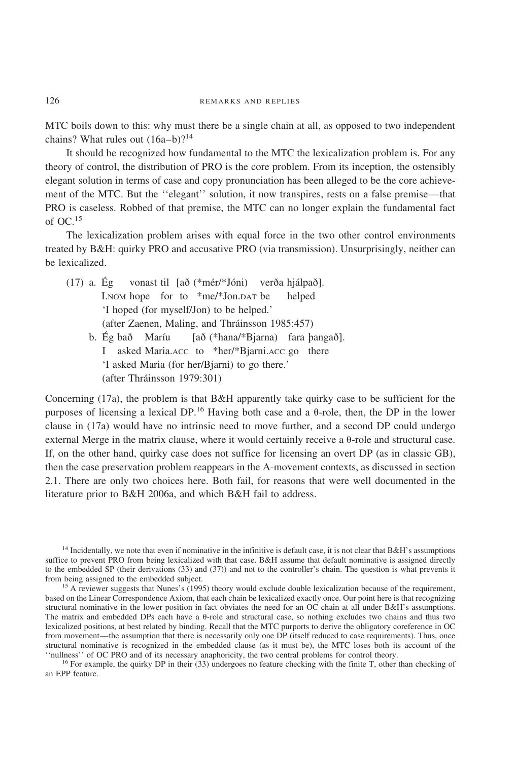MTC boils down to this: why must there be a single chain at all, as opposed to two independent chains? What rules out (16a–b)?[14]

It should be recognized how fundamental to the MTC the lexicalization problem is. For any theory of control, the distribution of PRO is the core problem. From its inception, the ostensibly elegant solution in terms of case and copy pronunciation has been alleged to be the core achievement of the MTC. But the ''elegant'' solution, it now transpires, rests on a false premise—that PRO is caseless. Robbed of that premise, the MTC can no longer explain the fundamental fact of OC.[15]

The lexicalization problem arises with equal force in the two other control environments treated by B&H: quirky PRO and accusative PRO (via transmission). Unsurprisingly, neither can be lexicalized.

(17) a. Ég vonast til [að (*mér/*Jóni) verða hjálpað].
I.NOM hope for to *me/*Jon.DAT be helped
'I hoped (for myself/Jon) to be helped.'
(after Zaenen, Maling, and Thráinsson 1985:457)

b. Ég bað Maríu [að (*hana/*Bjarna) fara þangað].
I asked Maria.ACC to *her/*Bjarni.ACC go there
'I asked Maria (for her/Bjarni) to go there.'
(after Thráinsson 1979:301)

Concerning (17a), the problem is that B&H apparently take quirky case to be sufficient for the purposes of licensing a lexical DP.[16] Having both case and a θ-role, then, the DP in the lower clause in (17a) would have no intrinsic need to move further, and a second DP could undergo external Merge in the matrix clause, where it would certainly receive a θ-role and structural case. If, on the other hand, quirky case does not suffice for licensing an overt DP (as in classic GB), then the case preservation problem reappears in the A-movement contexts, as discussed in section 2.1. There are only two choices here. Both fail, for reasons that were well documented in the literature prior to B&H 2006a, and which B&H fail to address.

[14] Incidentally, we note that even if nominative in the infinitive is default case, it is not clear that B&H's assumptions suffice to prevent PRO from being lexicalized with that case. B&H assume that default nominative is assigned directly to the embedded SP (their derivations (33) and (37)) and not to the controller's chain. The question is what prevents it from being assigned to the embedded subject.

[15] A reviewer suggests that Nunes's (1995) theory would exclude double lexicalization because of the requirement, based on the Linear Correspondence Axiom, that each chain be lexicalized exactly once. Our point here is that recognizing structural nominative in the lower position in fact obviates the need for an OC chain at all under B&H's assumptions. The matrix and embedded DPs each have a θ-role and structural case, so nothing excludes two chains and thus two lexicalized positions, at best related by binding. Recall that the MTC purports to derive the obligatory coreference in OC from movement—the assumption that there is necessarily only one DP (itself reduced to case requirements). Thus, once structural nominative is recognized in the embedded clause (as it must be), the MTC loses both its account of the ''nullness'' of OC PRO and of its necessary anaphoricity, the two central problems for control theory.

[16] For example, the quirky DP in their (33) undergoes no feature checking with the finite T, other than checking of an EPP feature.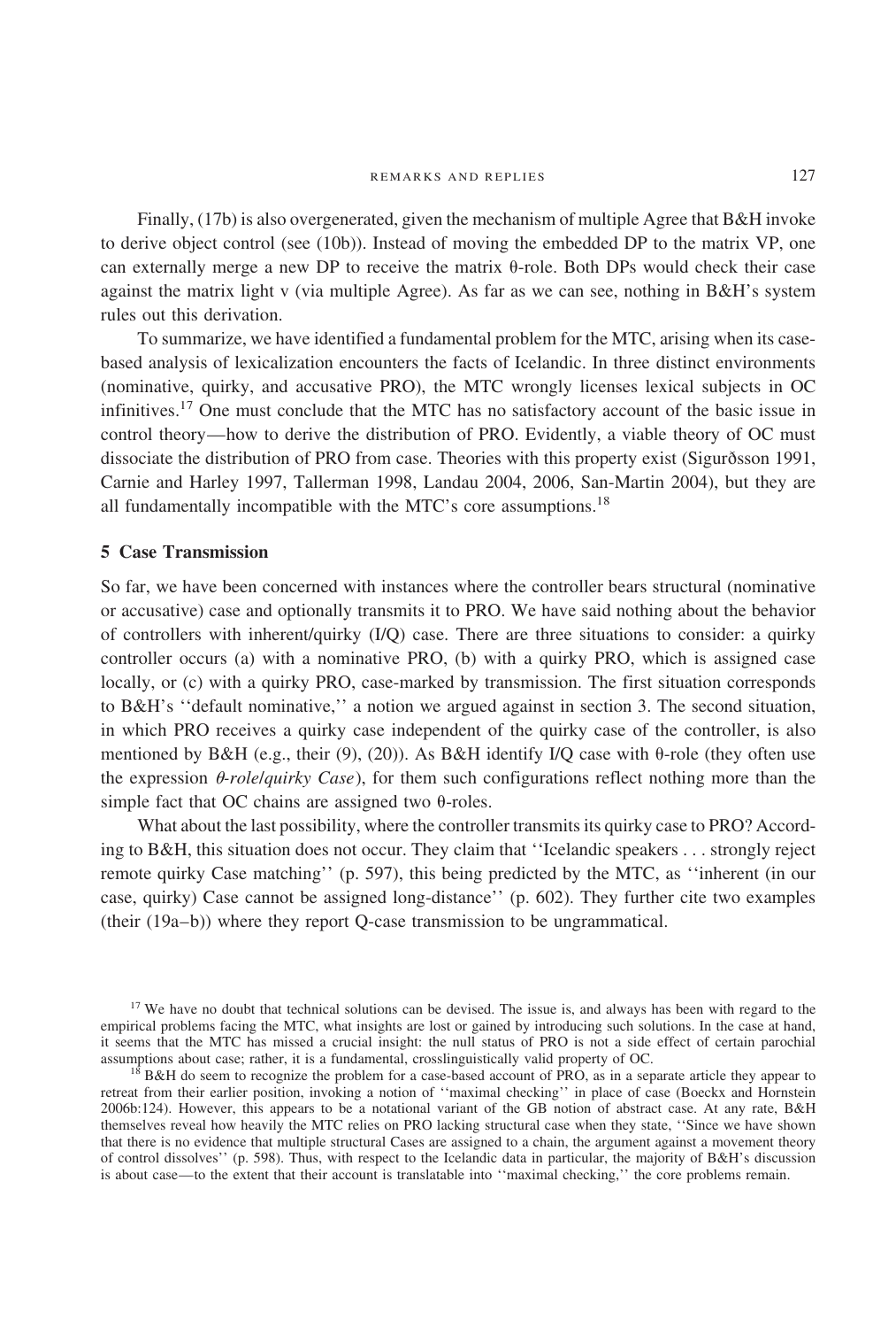Finally, (17b) is also overgenerated, given the mechanism of multiple Agree that B&H invoke to derive object control (see (10b)). Instead of moving the embedded DP to the matrix VP, one can externally merge a new DP to receive the matrix θ-role. Both DPs would check their case against the matrix light v (via multiple Agree). As far as we can see, nothing in B&H's system rules out this derivation.

To summarize, we have identified a fundamental problem for the MTC, arising when its case-based analysis of lexicalization encounters the facts of Icelandic. In three distinct environments (nominative, quirky, and accusative PRO), the MTC wrongly licenses lexical subjects in OC infinitives.[17] One must conclude that the MTC has no satisfactory account of the basic issue in control theory—how to derive the distribution of PRO. Evidently, a viable theory of OC must dissociate the distribution of PRO from case. Theories with this property exist (Sigurðsson 1991, Carnie and Harley 1997, Tallerman 1998, Landau 2004, 2006, San-Martin 2004), but they are all fundamentally incompatible with the MTC's core assumptions.[18]

## 5 Case Transmission

So far, we have been concerned with instances where the controller bears structural (nominative or accusative) case and optionally transmits it to PRO. We have said nothing about the behavior of controllers with inherent/quirky (I/Q) case. There are three situations to consider: a quirky controller occurs (a) with a nominative PRO, (b) with a quirky PRO, which is assigned case locally, or (c) with a quirky PRO, case-marked by transmission. The first situation corresponds to B&H's ''default nominative,'' a notion we argued against in section 3. The second situation, in which PRO receives a quirky case independent of the quirky case of the controller, is also mentioned by B&H (e.g., their (9), (20)). As B&H identify I/Q case with θ-role (they often use the expression *θ-role/quirky Case*), for them such configurations reflect nothing more than the simple fact that OC chains are assigned two θ-roles.

What about the last possibility, where the controller transmits its quirky case to PRO? According to B&H, this situation does not occur. They claim that ''Icelandic speakers . . . strongly reject remote quirky Case matching'' (p. 597), this being predicted by the MTC, as ''inherent (in our case, quirky) Case cannot be assigned long-distance'' (p. 602). They further cite two examples (their (19a–b)) where they report Q-case transmission to be ungrammatical.

[17] We have no doubt that technical solutions can be devised. The issue is, and always has been with regard to the empirical problems facing the MTC, what insights are lost or gained by introducing such solutions. In the case at hand, it seems that the MTC has missed a crucial insight: the null status of PRO is not a side effect of certain parochial assumptions about case; rather, it is a fundamental, crosslinguistically valid property of OC.

[18] B&H do seem to recognize the problem for a case-based account of PRO, as in a separate article they appear to retreat from their earlier position, invoking a notion of ''maximal checking'' in place of case (Boeckx and Hornstein 2006b:124). However, this appears to be a notational variant of the GB notion of abstract case. At any rate, B&H themselves reveal how heavily the MTC relies on PRO lacking structural case when they state, ''Since we have shown that there is no evidence that multiple structural Cases are assigned to a chain, the argument against a movement theory of control dissolves'' (p. 598). Thus, with respect to the Icelandic data in particular, the majority of B&H's discussion is about case—to the extent that their account is translatable into ''maximal checking,'' the core problems remain.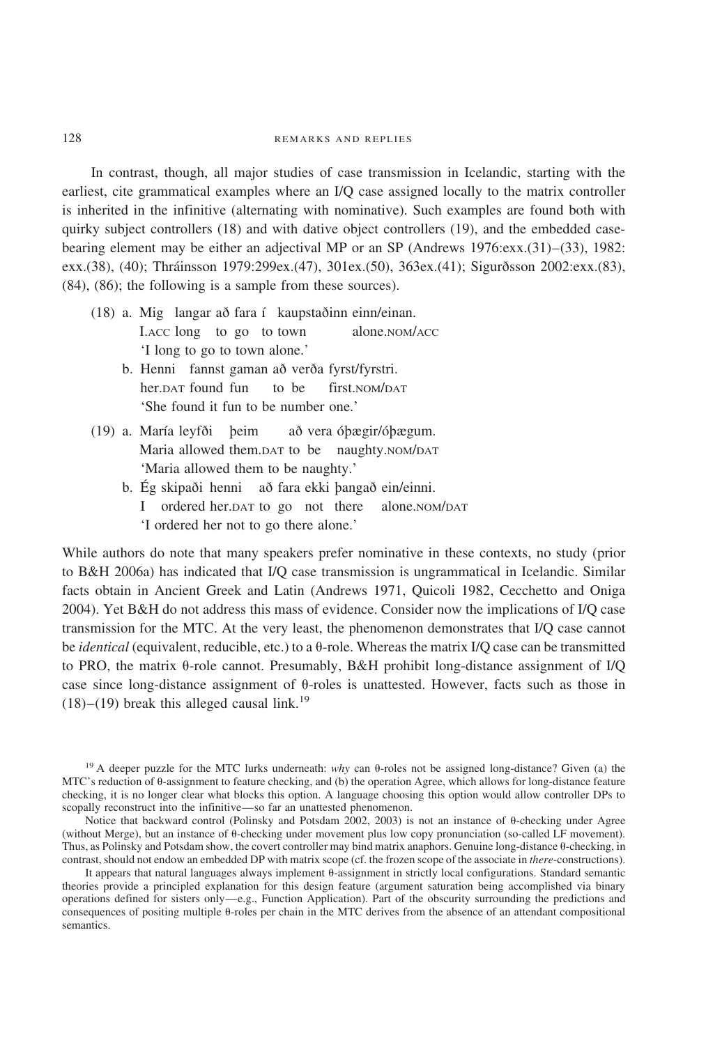In contrast, though, all major studies of case transmission in Icelandic, starting with the earliest, cite grammatical examples where an I/Q case assigned locally to the matrix controller is inherited in the infinitive (alternating with nominative). Such examples are found both with quirky subject controllers (18) and with dative object controllers (19), and the embedded case-bearing element may be either an adjectival MP or an SP (Andrews 1976:exx.(31)–(33), 1982: exx.(38), (40); Thráinsson 1979:299ex.(47), 301ex.(50), 363ex.(41); Sigurðsson 2002:exx.(83), (84), (86); the following is a sample from these sources).

(18) a. Mig langar að fara í kaupstaðinn einn/einan.
  I.ACC long to go to town alone.NOM/ACC
  'I long to go to town alone.'

 b. Henni fannst gaman að verða fyrst/fyrstri.
  her.DAT found fun to be first.NOM/DAT
  'She found it fun to be number one.'

(19) a. María leyfði þeim að vera óþægir/óþægum.
  Maria allowed them.DAT to be naughty.NOM/DAT
  'Maria allowed them to be naughty.'

 b. Ég skipaði henni að fara ekki þangað ein/einni.
  I ordered her.DAT to go not there alone.NOM/DAT
  'I ordered her not to go there alone.'

While authors do note that many speakers prefer nominative in these contexts, no study (prior to B&H 2006a) has indicated that I/Q case transmission is ungrammatical in Icelandic. Similar facts obtain in Ancient Greek and Latin (Andrews 1971, Quicoli 1982, Cecchetto and Oniga 2004). Yet B&H do not address this mass of evidence. Consider now the implications of I/Q case transmission for the MTC. At the very least, the phenomenon demonstrates that I/Q case cannot be *identical* (equivalent, reducible, etc.) to a θ-role. Whereas the matrix I/Q case can be transmitted to PRO, the matrix θ-role cannot. Presumably, B&H prohibit long-distance assignment of I/Q case since long-distance assignment of θ-roles is unattested. However, facts such as those in (18)–(19) break this alleged causal link.[19]

[19] A deeper puzzle for the MTC lurks underneath: *why* can θ-roles not be assigned long-distance? Given (a) the MTC's reduction of θ-assignment to feature checking, and (b) the operation Agree, which allows for long-distance feature checking, it is no longer clear what blocks this option. A language choosing this option would allow controller DPs to scopally reconstruct into the infinitive—so far an unattested phenomenon.

Notice that backward control (Polinsky and Potsdam 2002, 2003) is not an instance of θ-checking under Agree (without Merge), but an instance of θ-checking under movement plus low copy pronunciation (so-called LF movement). Thus, as Polinsky and Potsdam show, the covert controller may bind matrix anaphors. Genuine long-distance θ-checking, in contrast, should not endow an embedded DP with matrix scope (cf. the frozen scope of the associate in *there*-constructions).

It appears that natural languages always implement θ-assignment in strictly local configurations. Standard semantic theories provide a principled explanation for this design feature (argument saturation being accomplished via binary operations defined for sisters only—e.g., Function Application). Part of the obscurity surrounding the predictions and consequences of positing multiple θ-roles per chain in the MTC derives from the absence of an attendant compositional semantics.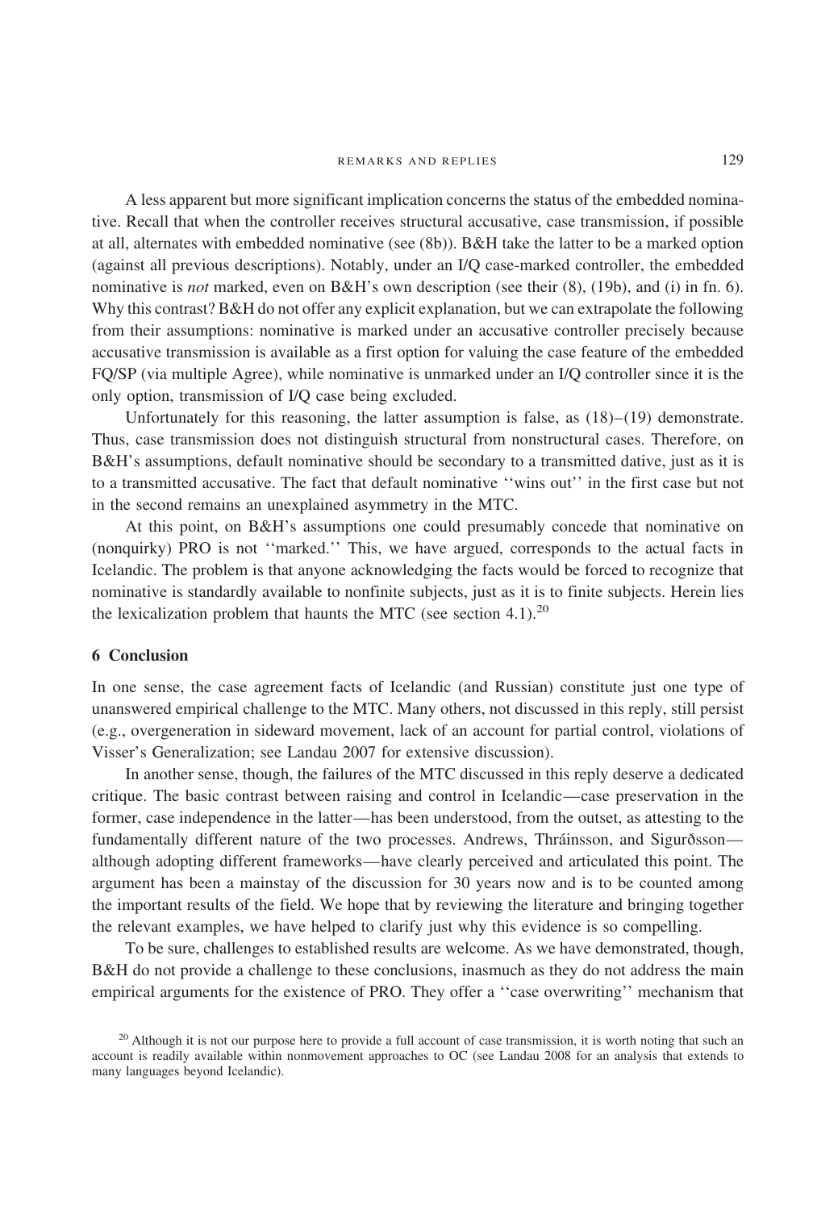A less apparent but more significant implication concerns the status of the embedded nominative. Recall that when the controller receives structural accusative, case transmission, if possible at all, alternates with embedded nominative (see (8b)). B&H take the latter to be a marked option (against all previous descriptions). Notably, under an I/Q case-marked controller, the embedded nominative is *not* marked, even on B&H's own description (see their (8), (19b), and (i) in fn. 6). Why this contrast? B&H do not offer any explicit explanation, but we can extrapolate the following from their assumptions: nominative is marked under an accusative controller precisely because accusative transmission is available as a first option for valuing the case feature of the embedded FQ/SP (via multiple Agree), while nominative is unmarked under an I/Q controller since it is the only option, transmission of I/Q case being excluded.

Unfortunately for this reasoning, the latter assumption is false, as (18)–(19) demonstrate. Thus, case transmission does not distinguish structural from nonstructural cases. Therefore, on B&H's assumptions, default nominative should be secondary to a transmitted dative, just as it is to a transmitted accusative. The fact that default nominative ''wins out'' in the first case but not in the second remains an unexplained asymmetry in the MTC.

At this point, on B&H's assumptions one could presumably concede that nominative on (nonquirky) PRO is not ''marked.'' This, we have argued, corresponds to the actual facts in Icelandic. The problem is that anyone acknowledging the facts would be forced to recognize that nominative is standardly available to nonfinite subjects, just as it is to finite subjects. Herein lies the lexicalization problem that haunts the MTC (see section 4.1).[20]

## 6 Conclusion

In one sense, the case agreement facts of Icelandic (and Russian) constitute just one type of unanswered empirical challenge to the MTC. Many others, not discussed in this reply, still persist (e.g., overgeneration in sideward movement, lack of an account for partial control, violations of Visser's Generalization; see Landau 2007 for extensive discussion).

In another sense, though, the failures of the MTC discussed in this reply deserve a dedicated critique. The basic contrast between raising and control in Icelandic—case preservation in the former, case independence in the latter—has been understood, from the outset, as attesting to the fundamentally different nature of the two processes. Andrews, Thráinsson, and Sigurðsson—although adopting different frameworks—have clearly perceived and articulated this point. The argument has been a mainstay of the discussion for 30 years now and is to be counted among the important results of the field. We hope that by reviewing the literature and bringing together the relevant examples, we have helped to clarify just why this evidence is so compelling.

To be sure, challenges to established results are welcome. As we have demonstrated, though, B&H do not provide a challenge to these conclusions, inasmuch as they do not address the main empirical arguments for the existence of PRO. They offer a ''case overwriting'' mechanism that

[20] Although it is not our purpose here to provide a full account of case transmission, it is worth noting that such an account is readily available within nonmovement approaches to OC (see Landau 2008 for an analysis that extends to many languages beyond Icelandic).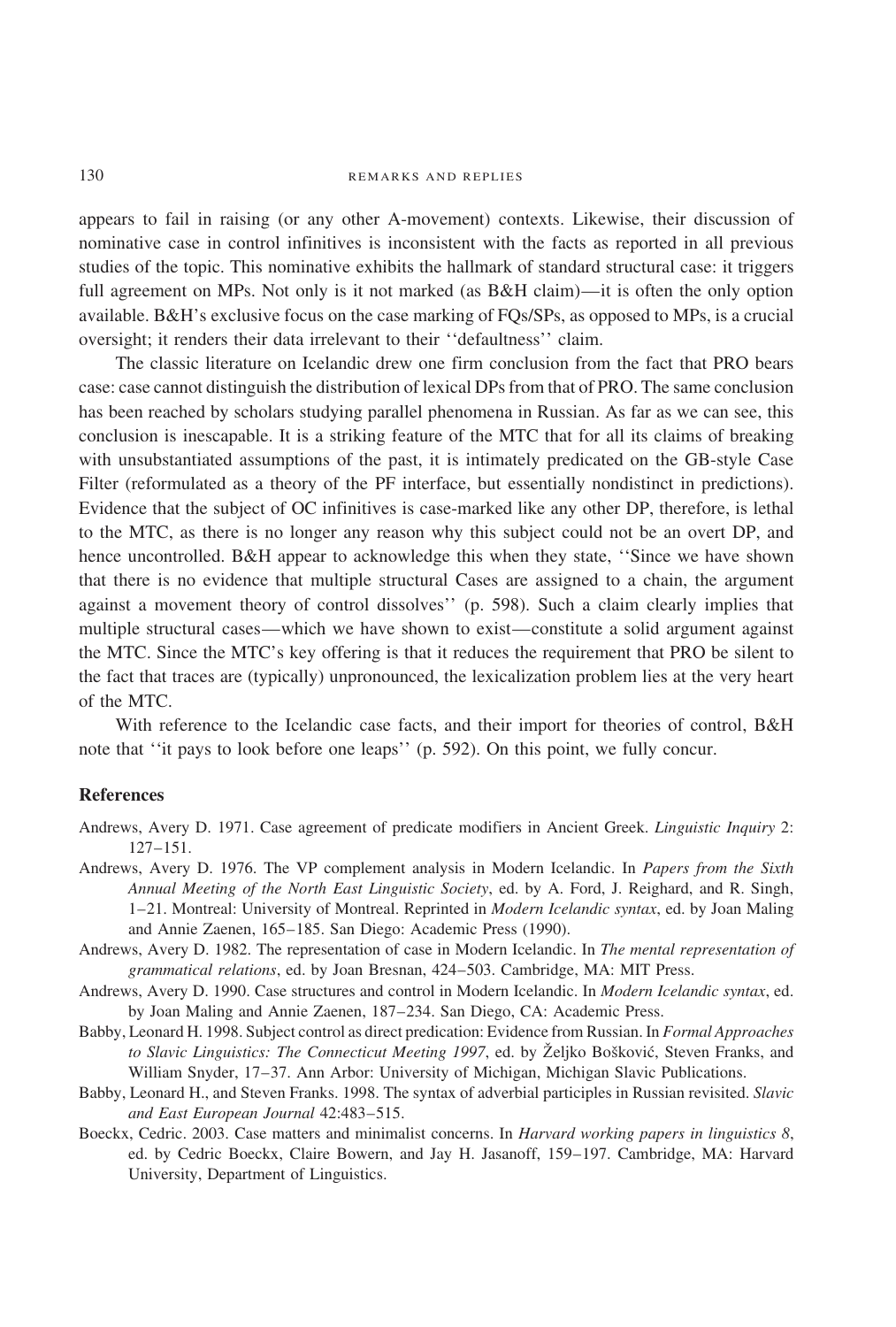appears to fail in raising (or any other A-movement) contexts. Likewise, their discussion of nominative case in control infinitives is inconsistent with the facts as reported in all previous studies of the topic. This nominative exhibits the hallmark of standard structural case: it triggers full agreement on MPs. Not only is it not marked (as B&H claim)—it is often the only option available. B&H's exclusive focus on the case marking of FQs/SPs, as opposed to MPs, is a crucial oversight; it renders their data irrelevant to their ''defaultness'' claim.

The classic literature on Icelandic drew one firm conclusion from the fact that PRO bears case: case cannot distinguish the distribution of lexical DPs from that of PRO. The same conclusion has been reached by scholars studying parallel phenomena in Russian. As far as we can see, this conclusion is inescapable. It is a striking feature of the MTC that for all its claims of breaking with unsubstantiated assumptions of the past, it is intimately predicated on the GB-style Case Filter (reformulated as a theory of the PF interface, but essentially nondistinct in predictions). Evidence that the subject of OC infinitives is case-marked like any other DP, therefore, is lethal to the MTC, as there is no longer any reason why this subject could not be an overt DP, and hence uncontrolled. B&H appear to acknowledge this when they state, ''Since we have shown that there is no evidence that multiple structural Cases are assigned to a chain, the argument against a movement theory of control dissolves'' (p. 598). Such a claim clearly implies that multiple structural cases—which we have shown to exist—constitute a solid argument against the MTC. Since the MTC's key offering is that it reduces the requirement that PRO be silent to the fact that traces are (typically) unpronounced, the lexicalization problem lies at the very heart of the MTC.

With reference to the Icelandic case facts, and their import for theories of control, B&H note that ''it pays to look before one leaps'' (p. 592). On this point, we fully concur.

## References

Andrews, Avery D. 1971. Case agreement of predicate modifiers in Ancient Greek. *Linguistic Inquiry* 2: 127–151.

Andrews, Avery D. 1976. The VP complement analysis in Modern Icelandic. In *Papers from the Sixth Annual Meeting of the North East Linguistic Society*, ed. by A. Ford, J. Reighard, and R. Singh, 1–21. Montreal: University of Montreal. Reprinted in *Modern Icelandic syntax*, ed. by Joan Maling and Annie Zaenen, 165–185. San Diego: Academic Press (1990).

Andrews, Avery D. 1982. The representation of case in Modern Icelandic. In *The mental representation of grammatical relations*, ed. by Joan Bresnan, 424–503. Cambridge, MA: MIT Press.

Andrews, Avery D. 1990. Case structures and control in Modern Icelandic. In *Modern Icelandic syntax*, ed. by Joan Maling and Annie Zaenen, 187–234. San Diego, CA: Academic Press.

Babby, Leonard H. 1998. Subject control as direct predication: Evidence from Russian. In *Formal Approaches to Slavic Linguistics: The Connecticut Meeting 1997*, ed. by Željko Bošković, Steven Franks, and William Snyder, 17–37. Ann Arbor: University of Michigan, Michigan Slavic Publications.

Babby, Leonard H., and Steven Franks. 1998. The syntax of adverbial participles in Russian revisited. *Slavic and East European Journal* 42:483–515.

Boeckx, Cedric. 2003. Case matters and minimalist concerns. In *Harvard working papers in linguistics 8*, ed. by Cedric Boeckx, Claire Bowern, and Jay H. Jasanoff, 159–197. Cambridge, MA: Harvard University, Department of Linguistics.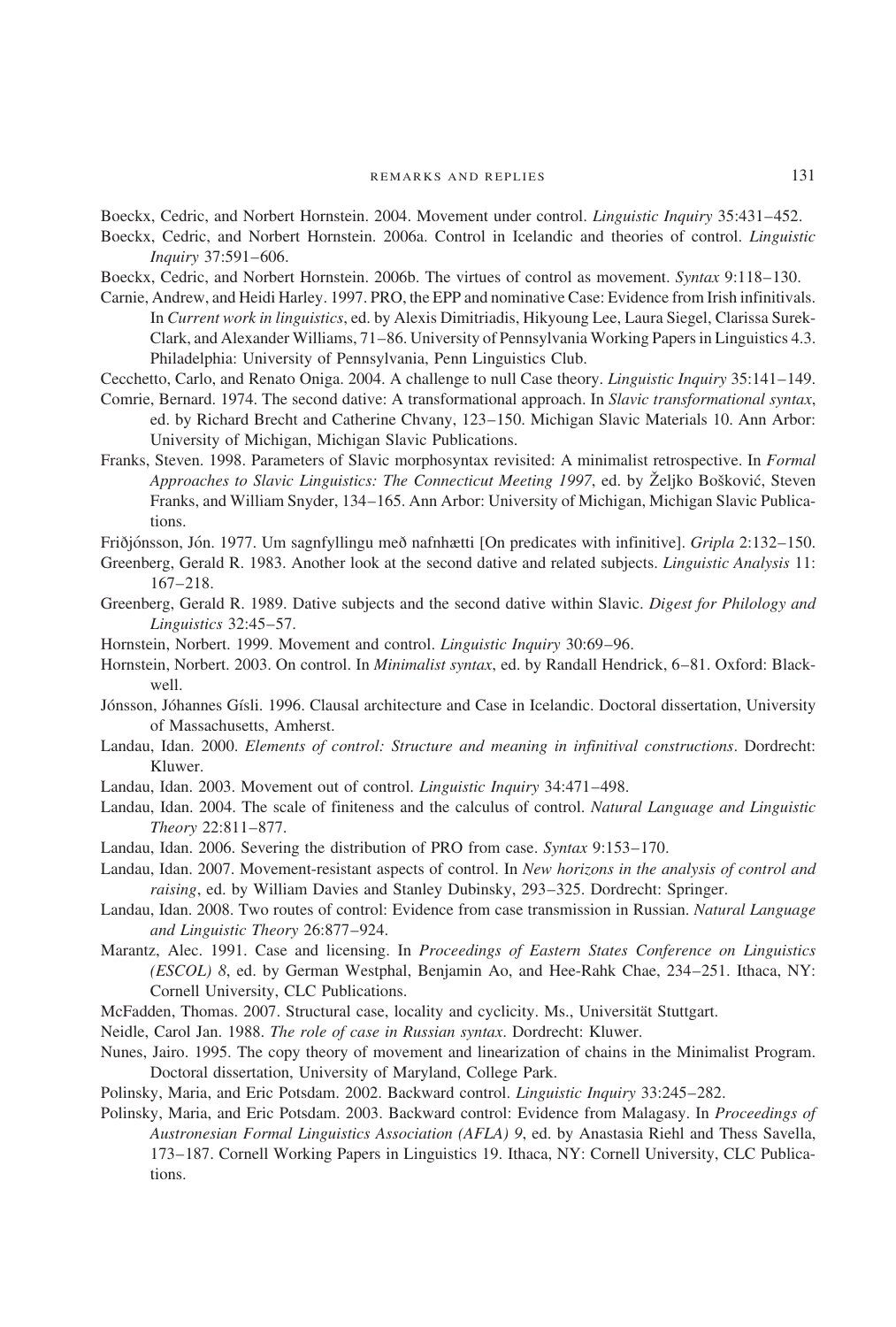Boeckx, Cedric, and Norbert Hornstein. 2004. Movement under control. *Linguistic Inquiry* 35:431–452.

Boeckx, Cedric, and Norbert Hornstein. 2006a. Control in Icelandic and theories of control. *Linguistic Inquiry* 37:591–606.

Boeckx, Cedric, and Norbert Hornstein. 2006b. The virtues of control as movement. *Syntax* 9:118–130.

Carnie, Andrew, and Heidi Harley. 1997. PRO, the EPP and nominative Case: Evidence from Irish infinitivals. In *Current work in linguistics*, ed. by Alexis Dimitriadis, Hikyoung Lee, Laura Siegel, Clarissa Surek-Clark, and Alexander Williams, 71–86. University of Pennsylvania Working Papers in Linguistics 4.3. Philadelphia: University of Pennsylvania, Penn Linguistics Club.

Cecchetto, Carlo, and Renato Oniga. 2004. A challenge to null Case theory. *Linguistic Inquiry* 35:141–149.

Comrie, Bernard. 1974. The second dative: A transformational approach. In *Slavic transformational syntax*, ed. by Richard Brecht and Catherine Chvany, 123–150. Michigan Slavic Materials 10. Ann Arbor: University of Michigan, Michigan Slavic Publications.

Franks, Steven. 1998. Parameters of Slavic morphosyntax revisited: A minimalist retrospective. In *Formal Approaches to Slavic Linguistics: The Connecticut Meeting 1997*, ed. by Željko Bošković, Steven Franks, and William Snyder, 134–165. Ann Arbor: University of Michigan, Michigan Slavic Publications.

Friðjónsson, Jón. 1977. Um sagnfyllingu með nafnhætti [On predicates with infinitive]. *Gripla* 2:132–150.

Greenberg, Gerald R. 1983. Another look at the second dative and related subjects. *Linguistic Analysis* 11: 167–218.

Greenberg, Gerald R. 1989. Dative subjects and the second dative within Slavic. *Digest for Philology and Linguistics* 32:45–57.

Hornstein, Norbert. 1999. Movement and control. *Linguistic Inquiry* 30:69–96.

Hornstein, Norbert. 2003. On control. In *Minimalist syntax*, ed. by Randall Hendrick, 6–81. Oxford: Blackwell.

Jónsson, Jóhannes Gísli. 1996. Clausal architecture and Case in Icelandic. Doctoral dissertation, University of Massachusetts, Amherst.

Landau, Idan. 2000. *Elements of control: Structure and meaning in infinitival constructions*. Dordrecht: Kluwer.

Landau, Idan. 2003. Movement out of control. *Linguistic Inquiry* 34:471–498.

Landau, Idan. 2004. The scale of finiteness and the calculus of control. *Natural Language and Linguistic Theory* 22:811–877.

Landau, Idan. 2006. Severing the distribution of PRO from case. *Syntax* 9:153–170.

Landau, Idan. 2007. Movement-resistant aspects of control. In *New horizons in the analysis of control and raising*, ed. by William Davies and Stanley Dubinsky, 293–325. Dordrecht: Springer.

Landau, Idan. 2008. Two routes of control: Evidence from case transmission in Russian. *Natural Language and Linguistic Theory* 26:877–924.

Marantz, Alec. 1991. Case and licensing. In *Proceedings of Eastern States Conference on Linguistics (ESCOL) 8*, ed. by German Westphal, Benjamin Ao, and Hee-Rahk Chae, 234–251. Ithaca, NY: Cornell University, CLC Publications.

McFadden, Thomas. 2007. Structural case, locality and cyclicity. Ms., Universität Stuttgart.

Neidle, Carol Jan. 1988. *The role of case in Russian syntax*. Dordrecht: Kluwer.

Nunes, Jairo. 1995. The copy theory of movement and linearization of chains in the Minimalist Program. Doctoral dissertation, University of Maryland, College Park.

Polinsky, Maria, and Eric Potsdam. 2002. Backward control. *Linguistic Inquiry* 33:245–282.

Polinsky, Maria, and Eric Potsdam. 2003. Backward control: Evidence from Malagasy. In *Proceedings of Austronesian Formal Linguistics Association (AFLA) 9*, ed. by Anastasia Riehl and Thess Savella, 173–187. Cornell Working Papers in Linguistics 19. Ithaca, NY: Cornell University, CLC Publications.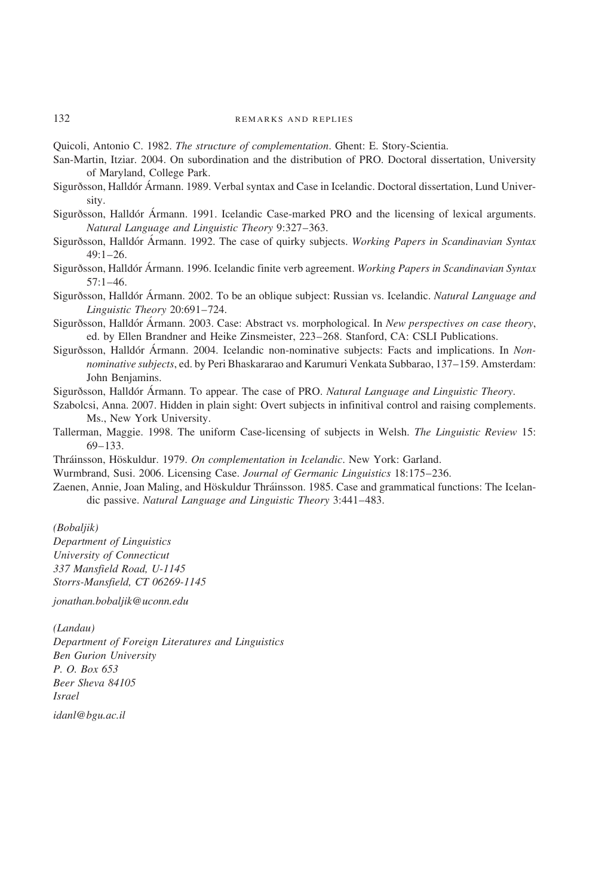Quicoli, Antonio C. 1982. *The structure of complementation*. Ghent: E. Story-Scientia.

San-Martin, Itziar. 2004. On subordination and the distribution of PRO. Doctoral dissertation, University of Maryland, College Park.

Sigurðsson, Halldór Ármann. 1989. Verbal syntax and Case in Icelandic. Doctoral dissertation, Lund University.

Sigurðsson, Halldór Ármann. 1991. Icelandic Case-marked PRO and the licensing of lexical arguments. *Natural Language and Linguistic Theory* 9:327–363.

Sigurðsson, Halldór Ármann. 1992. The case of quirky subjects. *Working Papers in Scandinavian Syntax* 49:1–26.

Sigurðsson, Halldór Ármann. 1996. Icelandic finite verb agreement. *Working Papers in Scandinavian Syntax* 57:1–46.

Sigurðsson, Halldór Ármann. 2002. To be an oblique subject: Russian vs. Icelandic. *Natural Language and Linguistic Theory* 20:691–724.

Sigurðsson, Halldór Ármann. 2003. Case: Abstract vs. morphological. In *New perspectives on case theory*, ed. by Ellen Brandner and Heike Zinsmeister, 223–268. Stanford, CA: CSLI Publications.

Sigurðsson, Halldór Ármann. 2004. Icelandic non-nominative subjects: Facts and implications. In *Non-nominative subjects*, ed. by Peri Bhaskararao and Karumuri Venkata Subbarao, 137–159. Amsterdam: John Benjamins.

Sigurðsson, Halldór Ármann. To appear. The case of PRO. *Natural Language and Linguistic Theory*.

Szabolcsi, Anna. 2007. Hidden in plain sight: Overt subjects in infinitival control and raising complements. Ms., New York University.

Tallerman, Maggie. 1998. The uniform Case-licensing of subjects in Welsh. *The Linguistic Review* 15: 69–133.

Thráinsson, Höskuldur. 1979. *On complementation in Icelandic*. New York: Garland.

Wurmbrand, Susi. 2006. Licensing Case. *Journal of Germanic Linguistics* 18:175–236.

Zaenen, Annie, Joan Maling, and Höskuldur Thráinsson. 1985. Case and grammatical functions: The Icelandic passive. *Natural Language and Linguistic Theory* 3:441–483.

*(Bobaljik)*
*Department of Linguistics*
*University of Connecticut*
*337 Mansfield Road, U-1145*
*Storrs-Mansfield, CT 06269-1145*

*jonathan.bobaljik@uconn.edu*

*(Landau)*
*Department of Foreign Literatures and Linguistics*
*Ben Gurion University*
*P. O. Box 653*
*Beer Sheva 84105*
*Israel*

*idanl@bgu.ac.il*